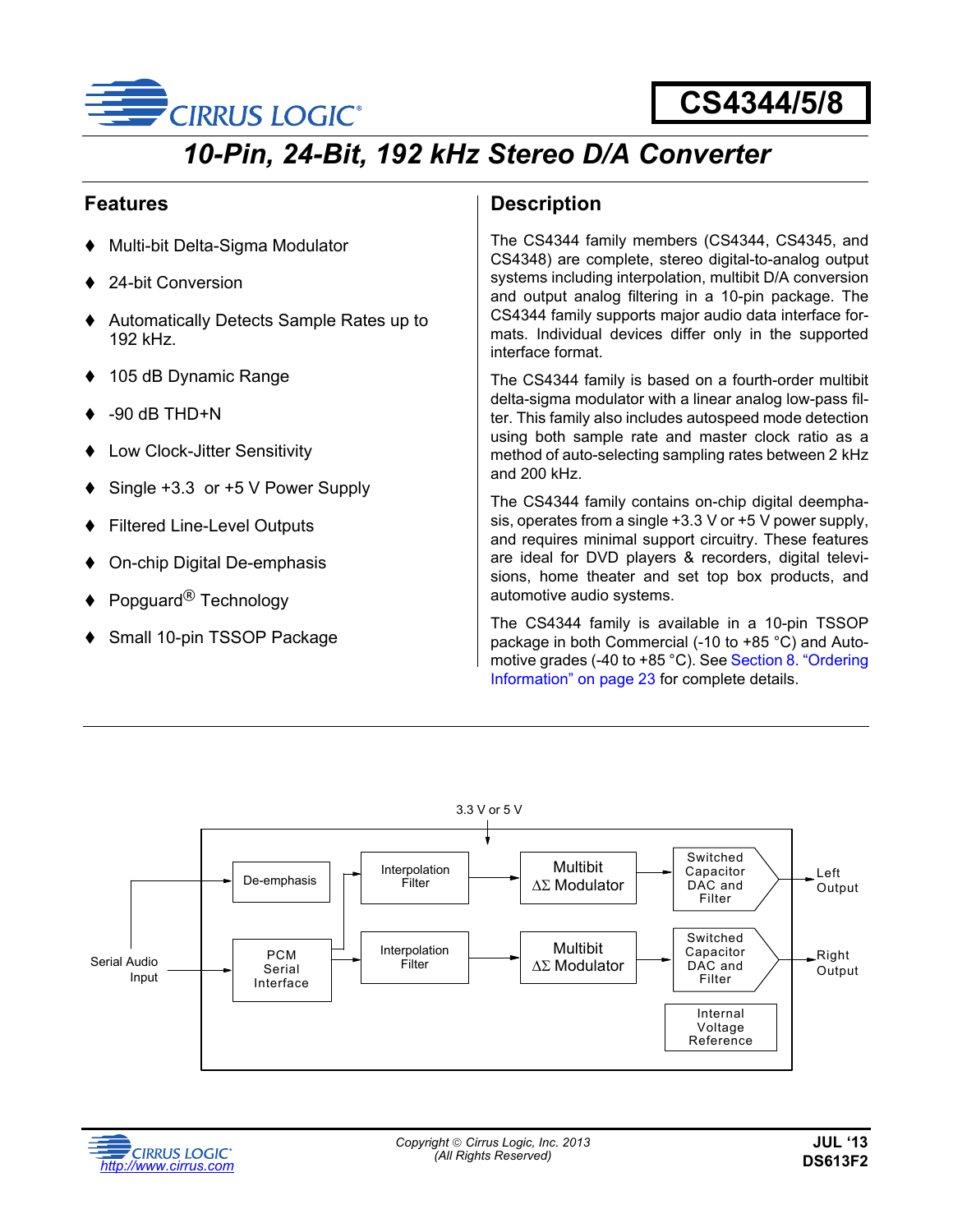# CS4344/5/8

## *10-Pin, 24-Bit, 192 kHz Stereo D/A Converter*

## Features

- ♦ Multi-bit Delta-Sigma Modulator
- ♦ 24-bit Conversion
- ♦ Automatically Detects Sample Rates up to 192 kHz.
- ♦ 105 dB Dynamic Range
- ♦ -90 dB THD+N
- ♦ Low Clock-Jitter Sensitivity
- ♦ Single +3.3 or +5 V Power Supply
- ♦ Filtered Line-Level Outputs
- ♦ On-chip Digital De-emphasis
- ♦ Popguard® Technology
- ♦ Small 10-pin TSSOP Package

## Description

The CS4344 family members (CS4344, CS4345, and CS4348) are complete, stereo digital-to-analog output systems including interpolation, multibit D/A conversion and output analog filtering in a 10-pin package. The CS4344 family supports major audio data interface formats. Individual devices differ only in the supported interface format.

The CS4344 family is based on a fourth-order multibit delta-sigma modulator with a linear analog low-pass filter. This family also includes autospeed mode detection using both sample rate and master clock ratio as a method of auto-selecting sampling rates between 2 kHz and 200 kHz.

The CS4344 family contains on-chip digital deemphasis, operates from a single +3.3 V or +5 V power supply, and requires minimal support circuitry. These features are ideal for DVD players & recorders, digital televisions, home theater and set top box products, and automotive audio systems.

The CS4344 family is available in a 10-pin TSSOP package in both Commercial (-10 to +85 °C) and Automotive grades (-40 to +85 °C). See Section 8. "Ordering Information" on page 23 for complete details.

3.3 V or 5 V

Serial Audio Input

De-emphasis

PCM Serial Interface

Interpolation Filter

Interpolation Filter

Multibit ΔΣ Modulator

Multibit ΔΣ Modulator

Switched Capacitor DAC and Filter

Switched Capacitor DAC and Filter

Internal Voltage Reference

Left Output

Right Output

Copyright © Cirrus Logic, Inc. 2013
(All Rights Reserved)

JUL '13
DS613F2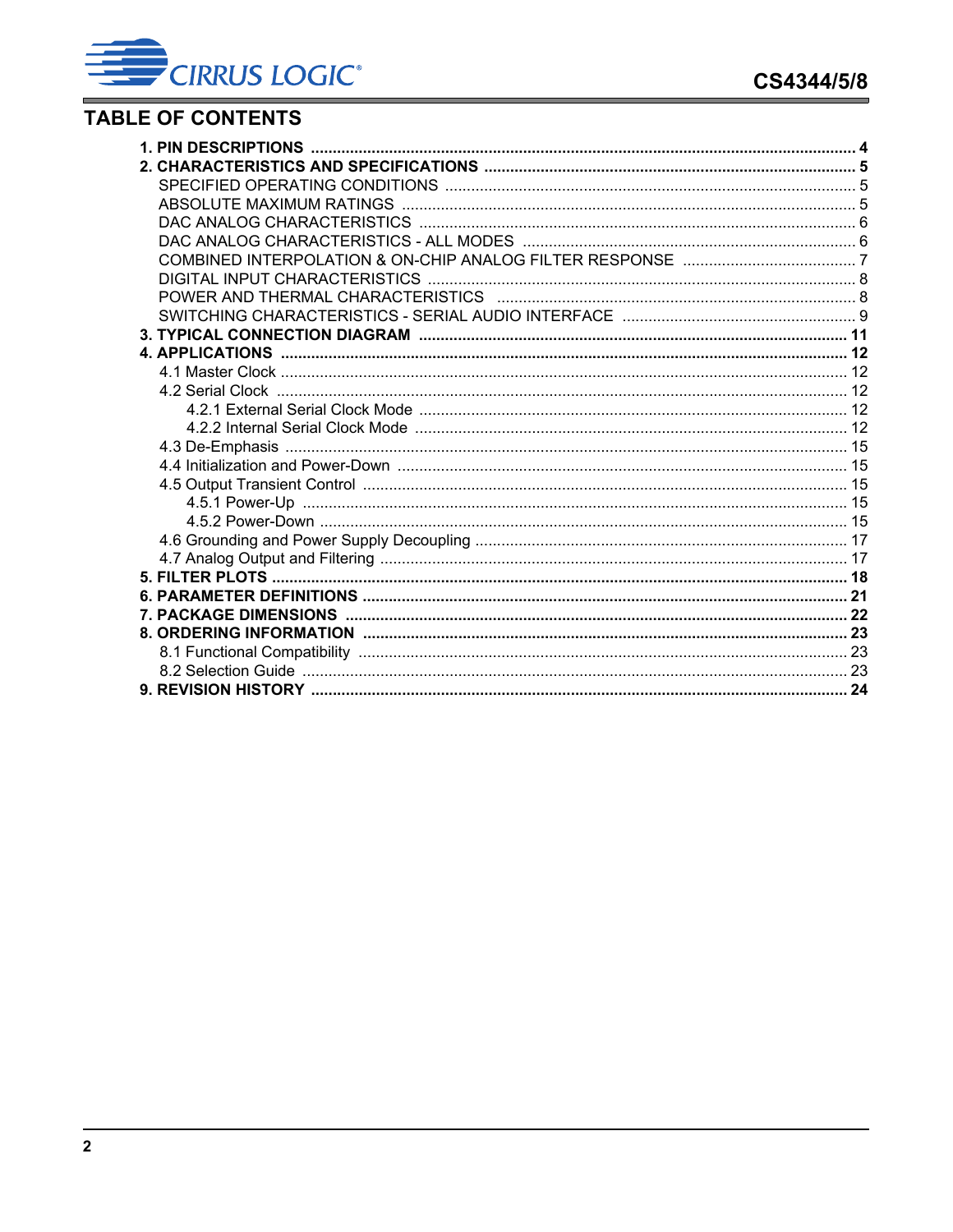# TABLE OF CONTENTS

- **1. PIN DESCRIPTIONS** .... **4**
- **2. CHARACTERISTICS AND SPECIFICATIONS** .... **5**
  - SPECIFIED OPERATING CONDITIONS .... 5
  - ABSOLUTE MAXIMUM RATINGS .... 5
  - DAC ANALOG CHARACTERISTICS .... 6
  - DAC ANALOG CHARACTERISTICS - ALL MODES .... 6
  - COMBINED INTERPOLATION & ON-CHIP ANALOG FILTER RESPONSE .... 7
  - DIGITAL INPUT CHARACTERISTICS .... 8
  - POWER AND THERMAL CHARACTERISTICS .... 8
  - SWITCHING CHARACTERISTICS - SERIAL AUDIO INTERFACE .... 9
- **3. TYPICAL CONNECTION DIAGRAM** .... **11**
- **4. APPLICATIONS** .... **12**
  - 4.1 Master Clock .... 12
  - 4.2 Serial Clock .... 12
    - 4.2.1 External Serial Clock Mode .... 12
    - 4.2.2 Internal Serial Clock Mode .... 12
  - 4.3 De-Emphasis .... 15
  - 4.4 Initialization and Power-Down .... 15
  - 4.5 Output Transient Control .... 15
    - 4.5.1 Power-Up .... 15
    - 4.5.2 Power-Down .... 15
  - 4.6 Grounding and Power Supply Decoupling .... 17
  - 4.7 Analog Output and Filtering .... 17
- **5. FILTER PLOTS** .... **18**
- **6. PARAMETER DEFINITIONS** .... **21**
- **7. PACKAGE DIMENSIONS** .... **22**
- **8. ORDERING INFORMATION** .... **23**
  - 8.1 Functional Compatibility .... 23
  - 8.2 Selection Guide .... 23
- **9. REVISION HISTORY** .... **24**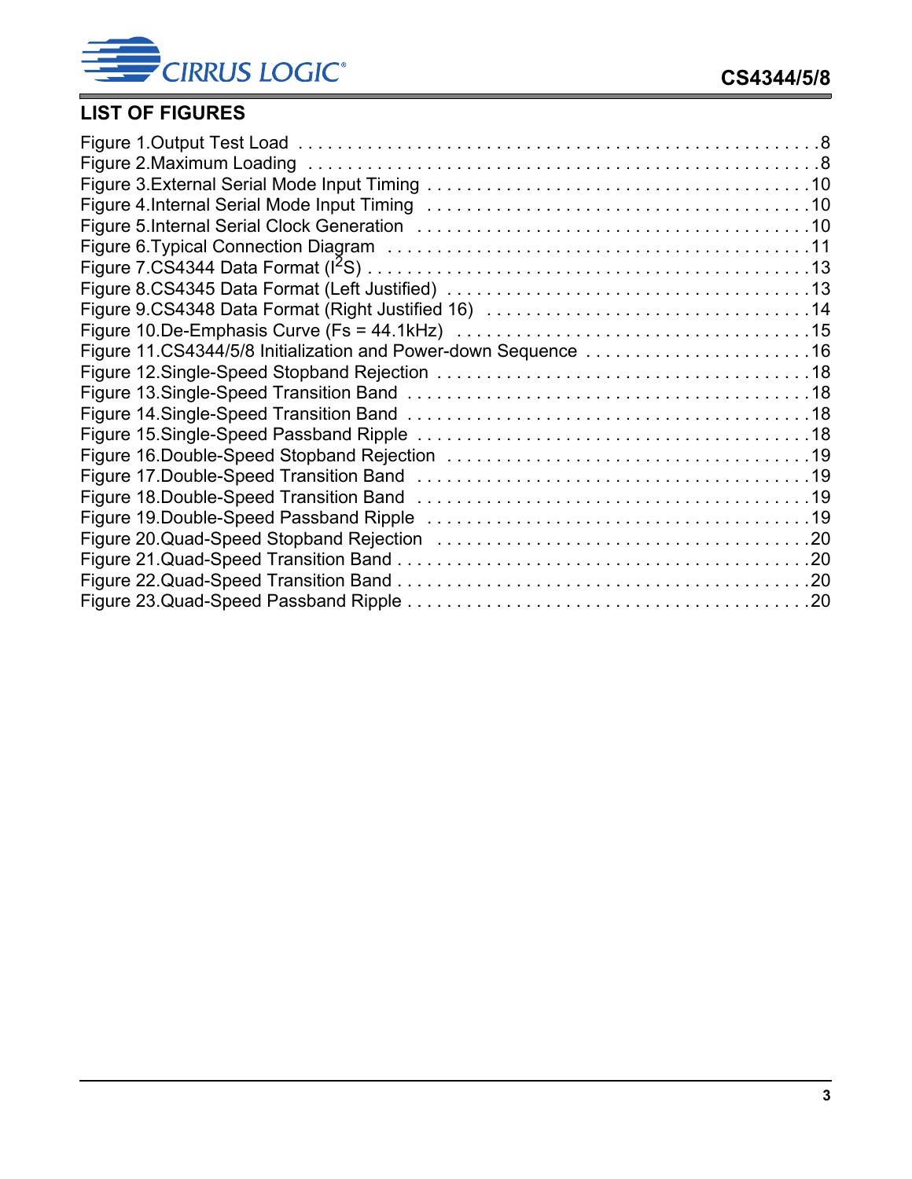## LIST OF FIGURES

Figure 1.Output Test Load . . . . . . . . . . . . . . . . . . . . . . . . . . . . . . . . . . . . . . . . . . . . . . . . 8
Figure 2.Maximum Loading . . . . . . . . . . . . . . . . . . . . . . . . . . . . . . . . . . . . . . . . . . . . . . . 8
Figure 3.External Serial Mode Input Timing . . . . . . . . . . . . . . . . . . . . . . . . . . . . . . . . . . . 10
Figure 4.Internal Serial Mode Input Timing . . . . . . . . . . . . . . . . . . . . . . . . . . . . . . . . . . . 10
Figure 5.Internal Serial Clock Generation . . . . . . . . . . . . . . . . . . . . . . . . . . . . . . . . . . . 10
Figure 6.Typical Connection Diagram . . . . . . . . . . . . . . . . . . . . . . . . . . . . . . . . . . . . . . 11
Figure 7.CS4344 Data Format ($I^2S$) . . . . . . . . . . . . . . . . . . . . . . . . . . . . . . . . . . . . . . 13
Figure 8.CS4345 Data Format (Left Justified) . . . . . . . . . . . . . . . . . . . . . . . . . . . . . . . . 13
Figure 9.CS4348 Data Format (Right Justified 16) . . . . . . . . . . . . . . . . . . . . . . . . . . . . . 14
Figure 10.De-Emphasis Curve (Fs = 44.1kHz) . . . . . . . . . . . . . . . . . . . . . . . . . . . . . . . 15
Figure 11.CS4344/5/8 Initialization and Power-down Sequence . . . . . . . . . . . . . . . . . . . . . 16
Figure 12.Single-Speed Stopband Rejection . . . . . . . . . . . . . . . . . . . . . . . . . . . . . . . . . 18
Figure 13.Single-Speed Transition Band . . . . . . . . . . . . . . . . . . . . . . . . . . . . . . . . . . . 18
Figure 14.Single-Speed Transition Band . . . . . . . . . . . . . . . . . . . . . . . . . . . . . . . . . . . 18
Figure 15.Single-Speed Passband Ripple . . . . . . . . . . . . . . . . . . . . . . . . . . . . . . . . . . . 18
Figure 16.Double-Speed Stopband Rejection . . . . . . . . . . . . . . . . . . . . . . . . . . . . . . . . 19
Figure 17.Double-Speed Transition Band . . . . . . . . . . . . . . . . . . . . . . . . . . . . . . . . . . 19
Figure 18.Double-Speed Transition Band . . . . . . . . . . . . . . . . . . . . . . . . . . . . . . . . . . 19
Figure 19.Double-Speed Passband Ripple . . . . . . . . . . . . . . . . . . . . . . . . . . . . . . . . . . 19
Figure 20.Quad-Speed Stopband Rejection . . . . . . . . . . . . . . . . . . . . . . . . . . . . . . . . . 20
Figure 21.Quad-Speed Transition Band . . . . . . . . . . . . . . . . . . . . . . . . . . . . . . . . . . . . 20
Figure 22.Quad-Speed Transition Band . . . . . . . . . . . . . . . . . . . . . . . . . . . . . . . . . . . . 20
Figure 23.Quad-Speed Passband Ripple . . . . . . . . . . . . . . . . . . . . . . . . . . . . . . . . . . . . 20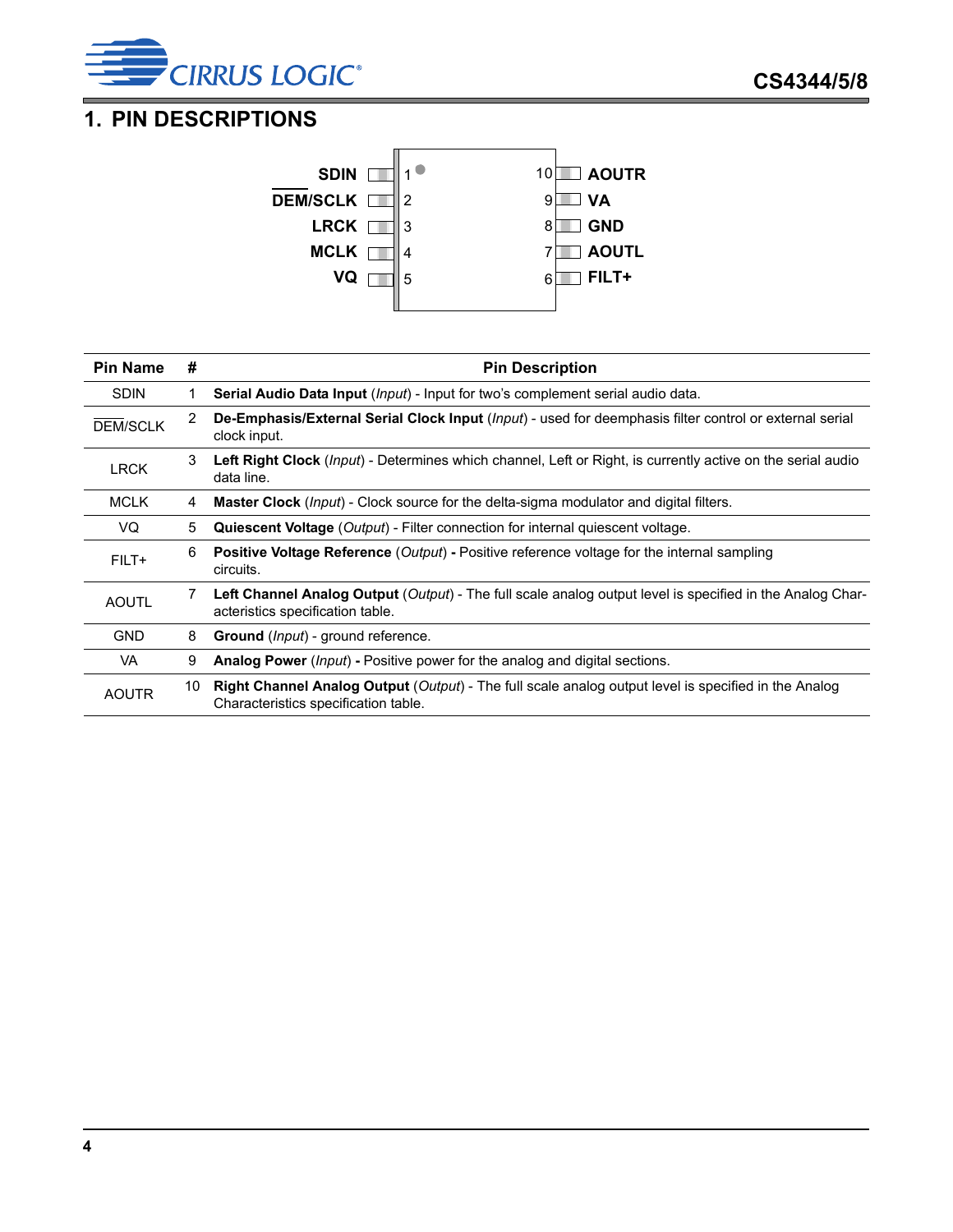# 1. PIN DESCRIPTIONS

| Pin Name | # | Pin Description |
|---|---|---|
| SDIN | 1 | **Serial Audio Data Input** (*Input*) - Input for two's complement serial audio data. |
| $\overline{DEM}$/SCLK | 2 | **De-Emphasis/External Serial Clock Input** (*Input*) - used for deemphasis filter control or external serial clock input. |
| LRCK | 3 | **Left Right Clock** (*Input*) - Determines which channel, Left or Right, is currently active on the serial audio data line. |
| MCLK | 4 | **Master Clock** (*Input*) - Clock source for the delta-sigma modulator and digital filters. |
| VQ | 5 | **Quiescent Voltage** (*Output*) - Filter connection for internal quiescent voltage. |
| FILT+ | 6 | **Positive Voltage Reference** (*Output*) **-** Positive reference voltage for the internal sampling circuits. |
| AOUTL | 7 | **Left Channel Analog Output** (*Output*) - The full scale analog output level is specified in the Analog Characteristics specification table. |
| GND | 8 | **Ground** (*Input*) - ground reference. |
| VA | 9 | **Analog Power** (*Input*) **-** Positive power for the analog and digital sections. |
| AOUTR | 10 | **Right Channel Analog Output** (*Output*) - The full scale analog output level is specified in the Analog Characteristics specification table. |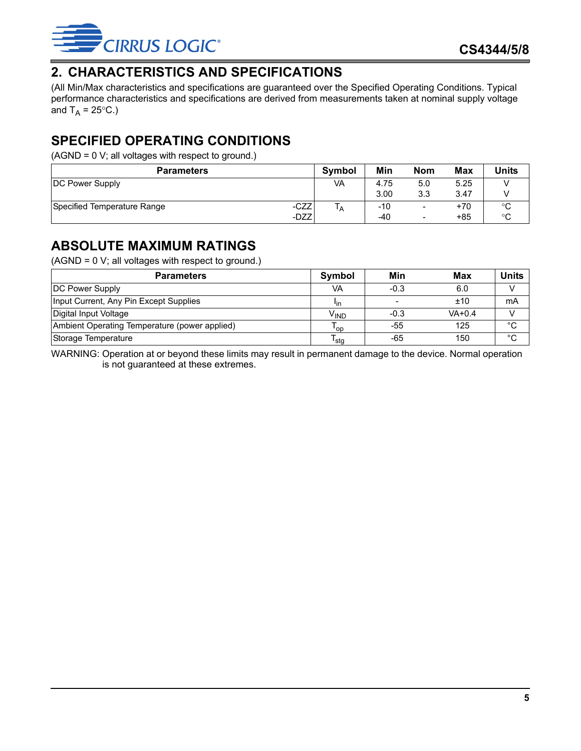## 2. CHARACTERISTICS AND SPECIFICATIONS

(All Min/Max characteristics and specifications are guaranteed over the Specified Operating Conditions. Typical performance characteristics and specifications are derived from measurements taken at nominal supply voltage and $T_A$ = 25°C.)

## SPECIFIED OPERATING CONDITIONS

(AGND = 0 V; all voltages with respect to ground.)

| Parameters | | Symbol | Min | Nom | Max | Units |
|---|---|---|---|---|---|---|
| DC Power Supply | | VA | 4.75<br>3.00 | 5.0<br>3.3 | 5.25<br>3.47 | V<br>V |
| Specified Temperature Range | -CZZ<br>-DZZ | $T_A$ | -10<br>-40 | -<br>- | +70<br>+85 | °C<br>°C |

## ABSOLUTE MAXIMUM RATINGS

(AGND = 0 V; all voltages with respect to ground.)

| Parameters | Symbol | Min | Max | Units |
|---|---|---|---|---|
| DC Power Supply | VA | -0.3 | 6.0 | V |
| Input Current, Any Pin Except Supplies | $I_{in}$ | - | ±10 | mA |
| Digital Input Voltage | $V_{IND}$ | -0.3 | VA+0.4 | V |
| Ambient Operating Temperature (power applied) | $T_{op}$ | -55 | 125 | °C |
| Storage Temperature | $T_{stg}$ | -65 | 150 | °C |

WARNING: Operation at or beyond these limits may result in permanent damage to the device. Normal operation is not guaranteed at these extremes.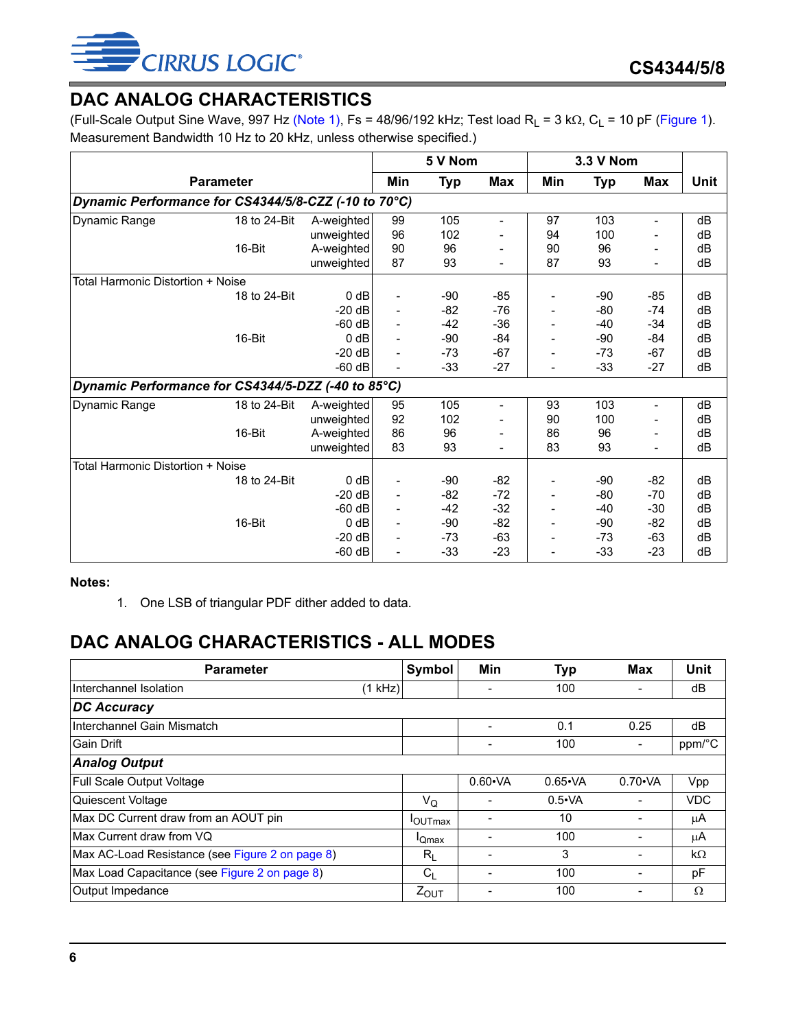## DAC ANALOG CHARACTERISTICS

(Full-Scale Output Sine Wave, 997 Hz (Note 1), Fs = 48/96/192 kHz; Test load $R_L$ = 3 kΩ, $C_L$ = 10 pF (Figure 1). Measurement Bandwidth 10 Hz to 20 kHz, unless otherwise specified.)

| Parameter | | | 5 V Nom | | | 3.3 V Nom | | | Unit |
|---|---|---|---|---|---|---|---|---|---|
| | | | Min | Typ | Max | Min | Typ | Max | |
| ***Dynamic Performance for CS4344/5/8-CZZ (-10 to 70°C)*** | | | | | | | | | |
| Dynamic Range | 18 to 24-Bit | A-weighted | 99 | 105 | - | 97 | 103 | - | dB |
| | | unweighted | 96 | 102 | - | 94 | 100 | - | dB |
| | 16-Bit | A-weighted | 90 | 96 | - | 90 | 96 | - | dB |
| | | unweighted | 87 | 93 | - | 87 | 93 | - | dB |
| Total Harmonic Distortion + Noise | | | | | | | | | |
| | 18 to 24-Bit | 0 dB | - | -90 | -85 | - | -90 | -85 | dB |
| | | -20 dB | - | -82 | -76 | - | -80 | -74 | dB |
| | | -60 dB | - | -42 | -36 | - | -40 | -34 | dB |
| | 16-Bit | 0 dB | - | -90 | -84 | - | -90 | -84 | dB |
| | | -20 dB | - | -73 | -67 | - | -73 | -67 | dB |
| | | -60 dB | - | -33 | -27 | - | -33 | -27 | dB |
| ***Dynamic Performance for CS4344/5-DZZ (-40 to 85°C)*** | | | | | | | | | |
| Dynamic Range | 18 to 24-Bit | A-weighted | 95 | 105 | - | 93 | 103 | - | dB |
| | | unweighted | 92 | 102 | - | 90 | 100 | - | dB |
| | 16-Bit | A-weighted | 86 | 96 | - | 86 | 96 | - | dB |
| | | unweighted | 83 | 93 | - | 83 | 93 | - | dB |
| Total Harmonic Distortion + Noise | | | | | | | | | |
| | 18 to 24-Bit | 0 dB | - | -90 | -82 | - | -90 | -82 | dB |
| | | -20 dB | - | -82 | -72 | - | -80 | -70 | dB |
| | | -60 dB | - | -42 | -32 | - | -40 | -30 | dB |
| | 16-Bit | 0 dB | - | -90 | -82 | - | -90 | -82 | dB |
| | | -20 dB | - | -73 | -63 | - | -73 | -63 | dB |
| | | -60 dB | - | -33 | -23 | - | -33 | -23 | dB |

**Notes:**

1. One LSB of triangular PDF dither added to data.

## DAC ANALOG CHARACTERISTICS - ALL MODES

| Parameter | Symbol | Min | Typ | Max | Unit |
|---|---|---|---|---|---|
| Interchannel Isolation (1 kHz) | | - | 100 | - | dB |
| ***DC Accuracy*** | | | | | |
| Interchannel Gain Mismatch | | - | 0.1 | 0.25 | dB |
| Gain Drift | | - | 100 | - | ppm/°C |
| ***Analog Output*** | | | | | |
| Full Scale Output Voltage | | 0.60•VA | 0.65•VA | 0.70•VA | Vpp |
| Quiescent Voltage | $V_Q$ | - | 0.5•VA | - | VDC |
| Max DC Current draw from an AOUT pin | $I_{OUTmax}$ | - | 10 | - | µA |
| Max Current draw from VQ | $I_{Qmax}$ | - | 100 | - | µA |
| Max AC-Load Resistance (see Figure 2 on page 8) | $R_L$ | - | 3 | - | kΩ |
| Max Load Capacitance (see Figure 2 on page 8) | $C_L$ | - | 100 | - | pF |
| Output Impedance | $Z_{OUT}$ | - | 100 | - | Ω |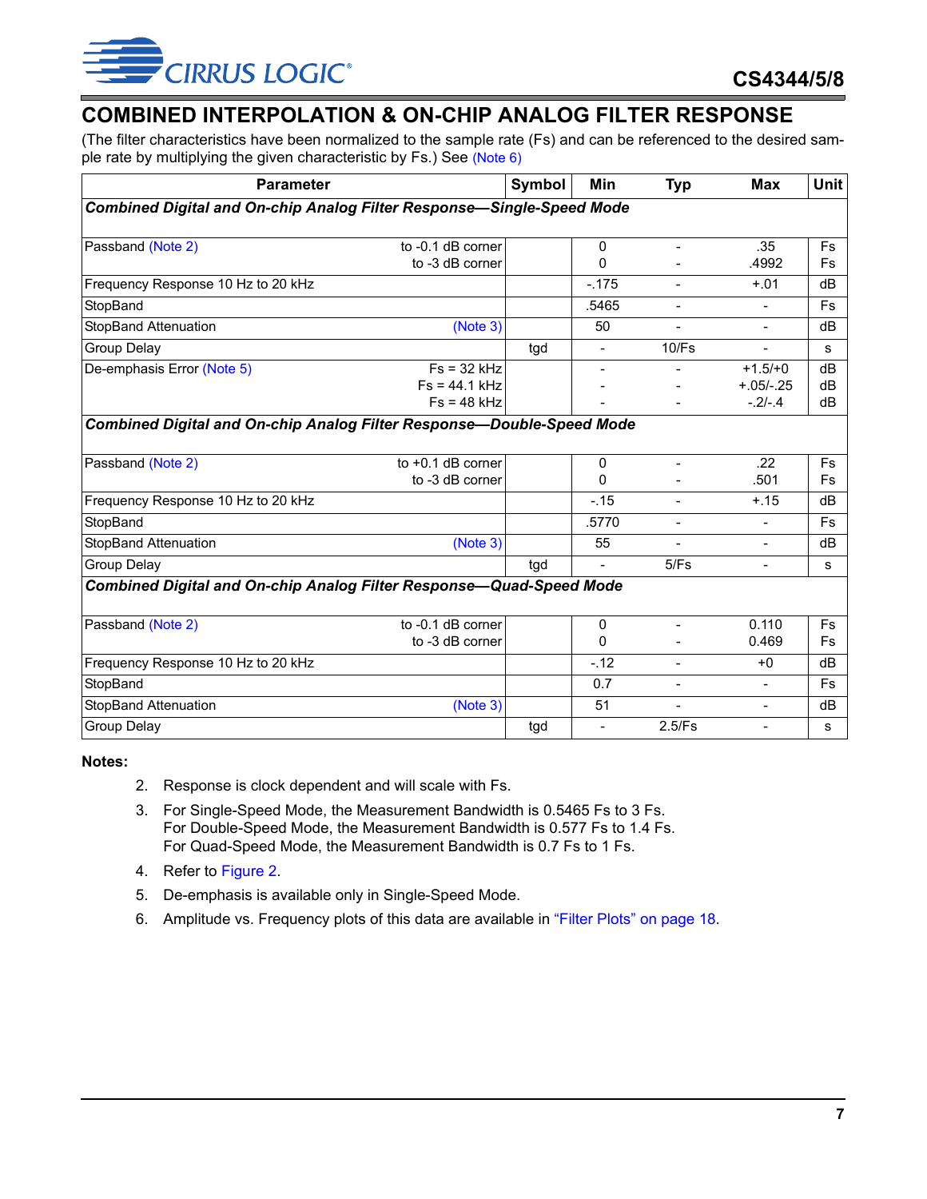## COMBINED INTERPOLATION & ON-CHIP ANALOG FILTER RESPONSE

(The filter characteristics have been normalized to the sample rate (Fs) and can be referenced to the desired sample rate by multiplying the given characteristic by Fs.) See (Note 6)

| Parameter | | Symbol | Min | Typ | Max | Unit |
|---|---|---|---|---|---|---|
| ***Combined Digital and On-chip Analog Filter Response—Single-Speed Mode*** | | | | | | |
| Passband (Note 2) | to -0.1 dB corner<br>to -3 dB corner | | 0<br>0 | -<br>- | .35<br>.4992 | Fs<br>Fs |
| Frequency Response 10 Hz to 20 kHz | | | -.175 | - | +.01 | dB |
| StopBand | | | .5465 | - | - | Fs |
| StopBand Attenuation | (Note 3) | | 50 | - | - | dB |
| Group Delay | | tgd | - | 10/Fs | - | s |
| De-emphasis Error (Note 5) | Fs = 32 kHz<br>Fs = 44.1 kHz<br>Fs = 48 kHz | | -<br>-<br>- | -<br>-<br>- | +1.5/+0<br>+.05/-.25<br>-.2/-.4 | dB<br>dB<br>dB |
| ***Combined Digital and On-chip Analog Filter Response—Double-Speed Mode*** | | | | | | |
| Passband (Note 2) | to +0.1 dB corner<br>to -3 dB corner | | 0<br>0 | -<br>- | .22<br>.501 | Fs<br>Fs |
| Frequency Response 10 Hz to 20 kHz | | | -.15 | - | +.15 | dB |
| StopBand | | | .5770 | - | - | Fs |
| StopBand Attenuation | (Note 3) | | 55 | - | - | dB |
| Group Delay | | tgd | - | 5/Fs | - | s |
| ***Combined Digital and On-chip Analog Filter Response—Quad-Speed Mode*** | | | | | | |
| Passband (Note 2) | to -0.1 dB corner<br>to -3 dB corner | | 0<br>0 | -<br>- | 0.110<br>0.469 | Fs<br>Fs |
| Frequency Response 10 Hz to 20 kHz | | | -.12 | - | +0 | dB |
| StopBand | | | 0.7 | - | - | Fs |
| StopBand Attenuation | (Note 3) | | 51 | - | - | dB |
| Group Delay | | tgd | - | 2.5/Fs | - | s |

**Notes:**

2. Response is clock dependent and will scale with Fs.
3. For Single-Speed Mode, the Measurement Bandwidth is 0.5465 Fs to 3 Fs.
   For Double-Speed Mode, the Measurement Bandwidth is 0.577 Fs to 1.4 Fs.
   For Quad-Speed Mode, the Measurement Bandwidth is 0.7 Fs to 1 Fs.
4. Refer to Figure 2.
5. De-emphasis is available only in Single-Speed Mode.
6. Amplitude vs. Frequency plots of this data are available in “Filter Plots” on page 18.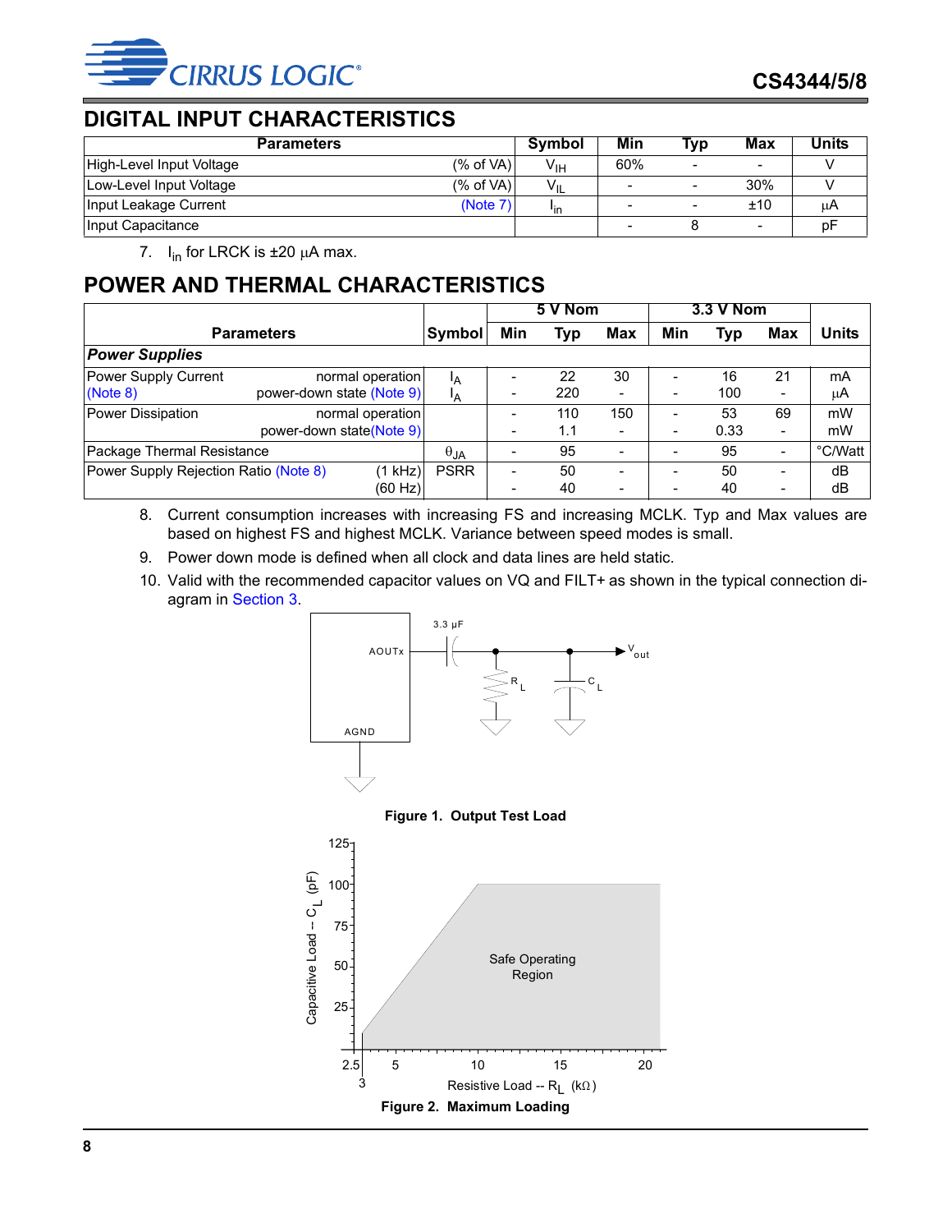## DIGITAL INPUT CHARACTERISTICS

| Parameters | | Symbol | Min | Typ | Max | Units |
|---|---|---|---|---|---|---|
| High-Level Input Voltage | (% of VA) | $V_{IH}$ | 60% | - | - | V |
| Low-Level Input Voltage | (% of VA) | $V_{IL}$ | - | - | 30% | V |
| Input Leakage Current | (Note 7) | $I_{in}$ | - | - | ±10 | µA |
| Input Capacitance | | | - | 8 | - | pF |

7. $I_{in}$ for LRCK is ±20 µA max.

## POWER AND THERMAL CHARACTERISTICS

| Parameters | | Symbol | 5 V Nom | | | 3.3 V Nom | | | Units |
|---|---|---|---|---|---|---|---|---|---|
| | | | Min | Typ | Max | Min | Typ | Max | |
| ***Power Supplies*** | | | | | | | | | |
| Power Supply Current | normal operation | $I_A$ | - | 22 | 30 | - | 16 | 21 | mA |
| (Note 8) | power-down state (Note 9) | $I_A$ | - | 220 | - | - | 100 | - | µA |
| Power Dissipation | normal operation | | - | 110 | 150 | - | 53 | 69 | mW |
| | power-down state (Note 9) | | - | 1.1 | - | - | 0.33 | - | mW |
| Package Thermal Resistance | | $\theta_{JA}$ | - | 95 | - | - | 95 | - | °C/Watt |
| Power Supply Rejection Ratio (Note 8) | (1 kHz) | PSRR | - | 50 | - | - | 50 | - | dB |
| | (60 Hz) | | - | 40 | - | - | 40 | - | dB |

8. Current consumption increases with increasing FS and increasing MCLK. Typ and Max values are based on highest FS and highest MCLK. Variance between speed modes is small.
9. Power down mode is defined when all clock and data lines are held static.
10. Valid with the recommended capacitor values on VQ and FILT+ as shown in the typical connection diagram in Section 3.

**Figure 1. Output Test Load**

**Figure 2. Maximum Loading**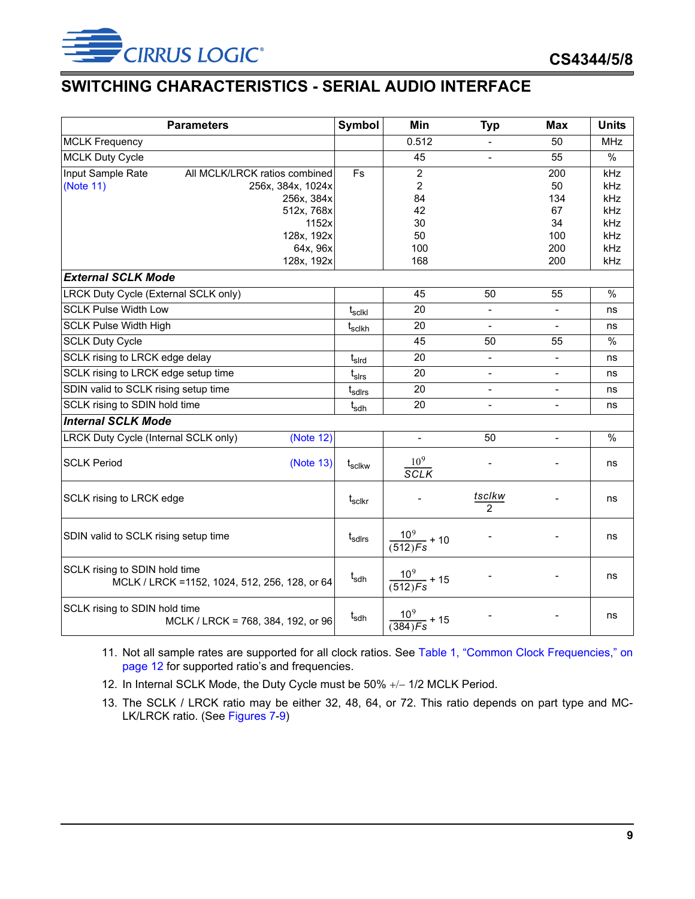## SWITCHING CHARACTERISTICS - SERIAL AUDIO INTERFACE

| Parameters | | Symbol | Min | Typ | Max | Units |
|---|---|---|---|---|---|---|
| MCLK Frequency | | | 0.512 | - | 50 | MHz |
| MCLK Duty Cycle | | | 45 | - | 55 | % |
| Input Sample Rate (Note 11) | All MCLK/LRCK ratios combined | Fs | 2 | | 200 | kHz |
| | 256x, 384x, 1024x | | 2 | | 50 | kHz |
| | 256x, 384x | | 84 | | 134 | kHz |
| | 512x, 768x | | 42 | | 67 | kHz |
| | 1152x | | 30 | | 34 | kHz |
| | 128x, 192x | | 50 | | 100 | kHz |
| | 64x, 96x | | 100 | | 200 | kHz |
| | 128x, 192x | | 168 | | 200 | kHz |
| ***External SCLK Mode*** | | | | | | |
| LRCK Duty Cycle (External SCLK only) | | | 45 | 50 | 55 | % |
| SCLK Pulse Width Low | | $t_{sclkl}$ | 20 | - | - | ns |
| SCLK Pulse Width High | | $t_{sclkh}$ | 20 | - | - | ns |
| SCLK Duty Cycle | | | 45 | 50 | 55 | % |
| SCLK rising to LRCK edge delay | | $t_{slrd}$ | 20 | - | - | ns |
| SCLK rising to LRCK edge setup time | | $t_{slrs}$ | 20 | - | - | ns |
| SDIN valid to SCLK rising setup time | | $t_{sdlrs}$ | 20 | - | - | ns |
| SCLK rising to SDIN hold time | | $t_{sdh}$ | 20 | - | - | ns |
| ***Internal SCLK Mode*** | | | | | | |
| LRCK Duty Cycle (Internal SCLK only) | (Note 12) | | - | 50 | - | % |
| SCLK Period | (Note 13) | $t_{sclkw}$ | $\frac{10^9}{SCLK}$ | - | - | ns |
| SCLK rising to LRCK edge | | $t_{sclkr}$ | - | $\frac{tsclkw}{2}$ | - | ns |
| SDIN valid to SCLK rising setup time | | $t_{sdlrs}$ | $\frac{10^9}{(512)Fs} + 10$ | - | - | ns |
| SCLK rising to SDIN hold time | MCLK / LRCK =1152, 1024, 512, 256, 128, or 64 | $t_{sdh}$ | $\frac{10^9}{(512)Fs} + 15$ | - | - | ns |
| SCLK rising to SDIN hold time | MCLK / LRCK = 768, 384, 192, or 96 | $t_{sdh}$ | $\frac{10^9}{(384)Fs} + 15$ | - | - | ns |

11. Not all sample rates are supported for all clock ratios. See Table 1, "Common Clock Frequencies," on page 12 for supported ratio's and frequencies.
12. In Internal SCLK Mode, the Duty Cycle must be 50% +/− 1/2 MCLK Period.
13. The SCLK / LRCK ratio may be either 32, 48, 64, or 72. This ratio depends on part type and MCLK/LRCK ratio. (See Figures 7-9)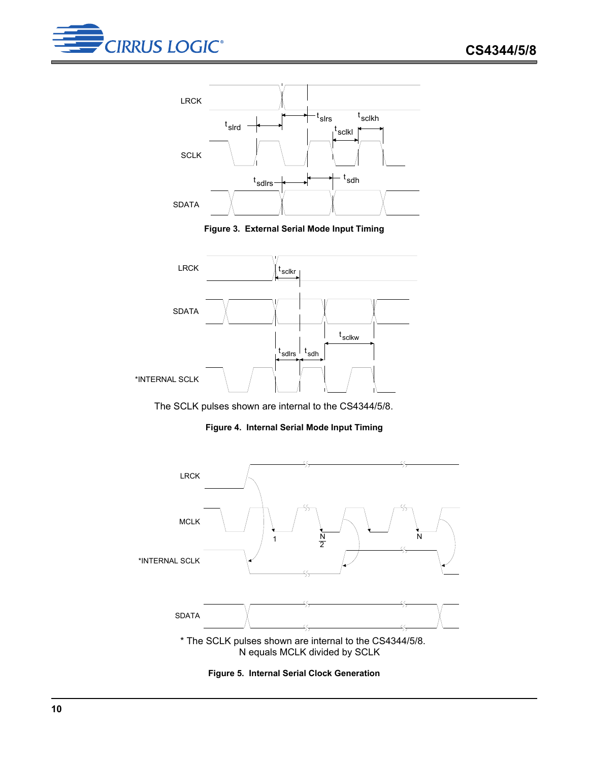Figure 3.  External Serial Mode Input Timing

The SCLK pulses shown are internal to the CS4344/5/8.

Figure 4.  Internal Serial Mode Input Timing

* The SCLK pulses shown are internal to the CS4344/5/8.
N equals MCLK divided by SCLK

Figure 5.  Internal Serial Clock Generation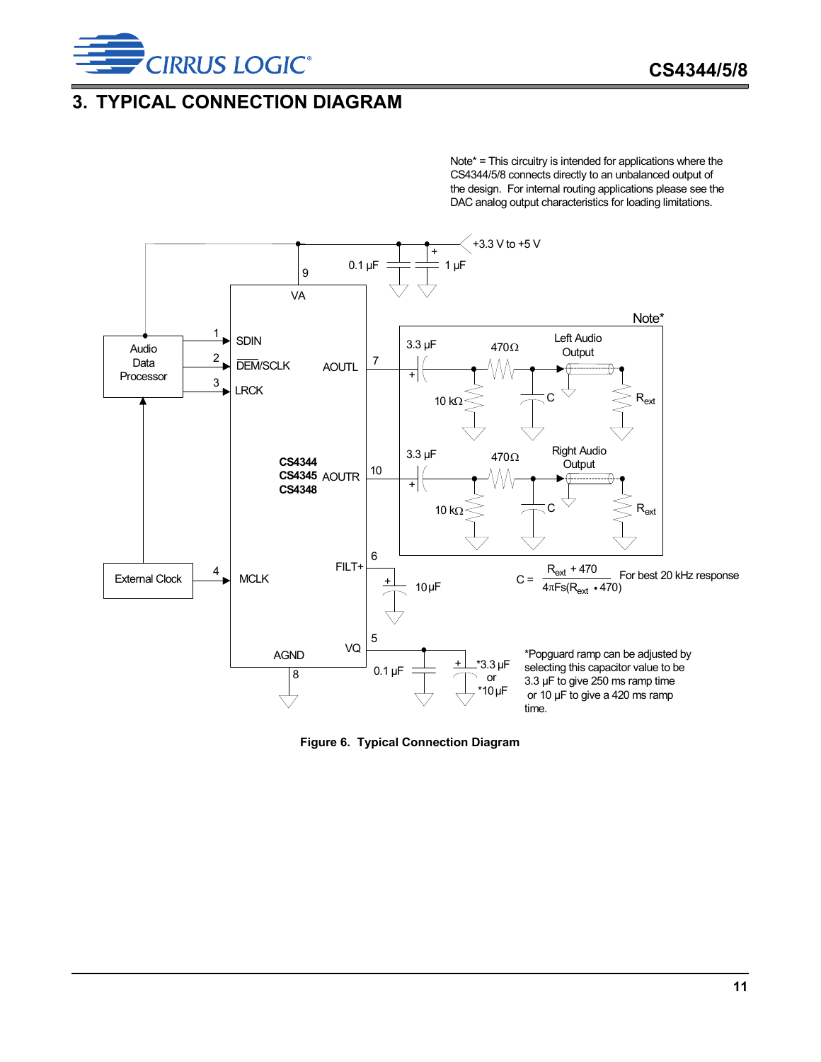# 3. TYPICAL CONNECTION DIAGRAM

Note* = This circuitry is intended for applications where the CS4344/5/8 connects directly to an unbalanced output of the design. For internal routing applications please see the DAC analog output characteristics for loading limitations.

+3.3 V to +5 V

0.1 µF 1 µF

9 VA

Audio Data Processor

1 SDIN

2 DEM/SCLK

3 LRCK

AOUTL 7

Note*

3.3 µF 470Ω Left Audio Output

10 kΩ C $R_{ext}$

CS4344
CS4345
CS4348

AOUTR 10

3.3 µF 470Ω Right Audio Output

10 kΩ C $R_{ext}$

External Clock 4 MCLK

FILT+ 6 10µF

$$C = \frac{R_{ext} + 470}{4\pi Fs(R_{ext} \bullet 470)}$$ For best 20 kHz response

AGND 8

VQ 5 0.1 µF *3.3 µF or *10µF

*Popguard ramp can be adjusted by selecting this capacitor value to be 3.3 µF to give 250 ms ramp time or 10 µF to give a 420 ms ramp time.

**Figure 6. Typical Connection Diagram**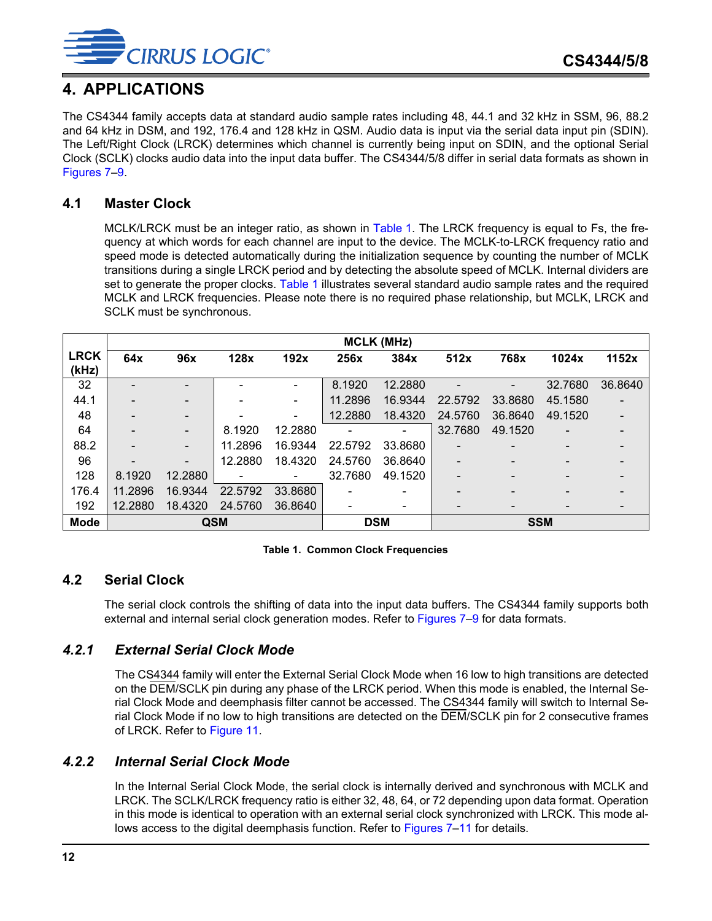# 4. APPLICATIONS

The CS4344 family accepts data at standard audio sample rates including 48, 44.1 and 32 kHz in SSM, 96, 88.2 and 64 kHz in DSM, and 192, 176.4 and 128 kHz in QSM. Audio data is input via the serial data input pin (SDIN). The Left/Right Clock (LRCK) determines which channel is currently being input on SDIN, and the optional Serial Clock (SCLK) clocks audio data into the input data buffer. The CS4344/5/8 differ in serial data formats as shown in Figures 7–9.

## 4.1 Master Clock

MCLK/LRCK must be an integer ratio, as shown in Table 1. The LRCK frequency is equal to Fs, the frequency at which words for each channel are input to the device. The MCLK-to-LRCK frequency ratio and speed mode is detected automatically during the initialization sequence by counting the number of MCLK transitions during a single LRCK period and by detecting the absolute speed of MCLK. Internal dividers are set to generate the proper clocks. Table 1 illustrates several standard audio sample rates and the required MCLK and LRCK frequencies. Please note there is no required phase relationship, but MCLK, LRCK and SCLK must be synchronous.

| LRCK (kHz) | MCLK (MHz) | | | | | | | | | |
|---|---|---|---|---|---|---|---|---|---|---|
| | 64x | 96x | 128x | 192x | 256x | 384x | 512x | 768x | 1024x | 1152x |
| 32 | - | - | - | - | 8.1920 | 12.2880 | - | - | 32.7680 | 36.8640 |
| 44.1 | - | - | - | - | 11.2896 | 16.9344 | 22.5792 | 33.8680 | 45.1580 | - |
| 48 | - | - | - | - | 12.2880 | 18.4320 | 24.5760 | 36.8640 | 49.1520 | - |
| 64 | - | - | 8.1920 | 12.2880 | - | - | 32.7680 | 49.1520 | - | - |
| 88.2 | - | - | 11.2896 | 16.9344 | 22.5792 | 33.8680 | - | - | - | - |
| 96 | - | - | 12.2880 | 18.4320 | 24.5760 | 36.8640 | - | - | - | - |
| 128 | 8.1920 | 12.2880 | - | - | 32.7680 | 49.1520 | - | - | - | - |
| 176.4 | 11.2896 | 16.9344 | 22.5792 | 33.8680 | - | - | - | - | - | - |
| 192 | 12.2880 | 18.4320 | 24.5760 | 36.8640 | - | - | - | - | - | - |
| Mode | QSM | | | | DSM | | SSM | | | |

**Table 1. Common Clock Frequencies**

## 4.2 Serial Clock

The serial clock controls the shifting of data into the input data buffers. The CS4344 family supports both external and internal serial clock generation modes. Refer to Figures 7–9 for data formats.

### *4.2.1 External Serial Clock Mode*

The CS4344 family will enter the External Serial Clock Mode when 16 low to high transitions are detected on the DEM/SCLK pin during any phase of the LRCK period. When this mode is enabled, the Internal Serial Clock Mode and deemphasis filter cannot be accessed. The CS4344 family will switch to Internal Serial Clock Mode if no low to high transitions are detected on the DEM/SCLK pin for 2 consecutive frames of LRCK. Refer to Figure 11.

### *4.2.2 Internal Serial Clock Mode*

In the Internal Serial Clock Mode, the serial clock is internally derived and synchronous with MCLK and LRCK. The SCLK/LRCK frequency ratio is either 32, 48, 64, or 72 depending upon data format. Operation in this mode is identical to operation with an external serial clock synchronized with LRCK. This mode allows access to the digital deemphasis function. Refer to Figures 7–11 for details.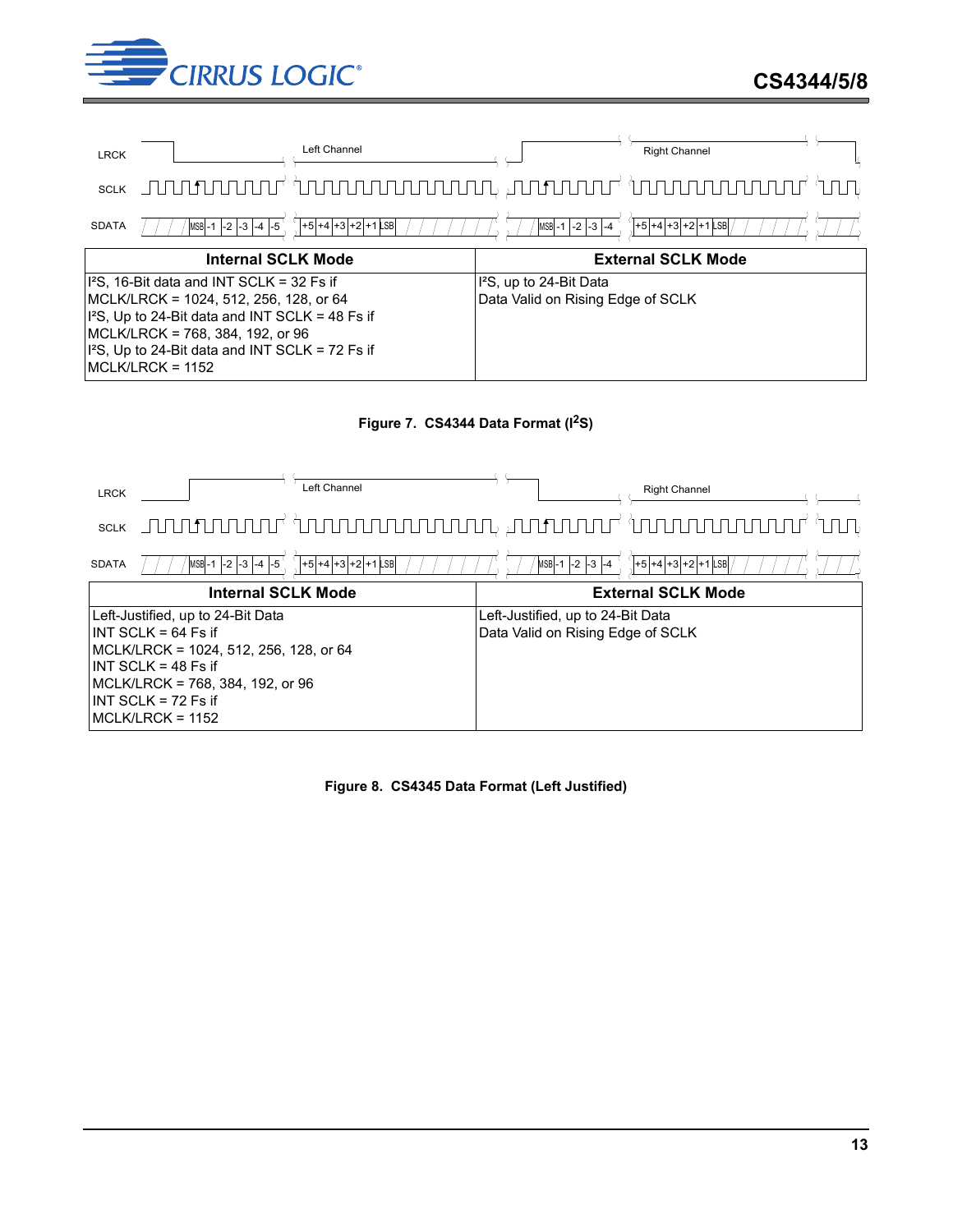LRCK — Left Channel — Right Channel

SCLK

SDATA — MSB -1 -2 -3 -4 -5 ... +5 +4 +3 +2 +1 LSB — MSB -1 -2 -3 -4 ... +5 +4 +3 +2 +1 LSB

| Internal SCLK Mode | External SCLK Mode |
|---|---|
| I²S, 16-Bit data and INT SCLK = 32 Fs if MCLK/LRCK = 1024, 512, 256, 128, or 64<br>I²S, Up to 24-Bit data and INT SCLK = 48 Fs if MCLK/LRCK = 768, 384, 192, or 96<br>I²S, Up to 24-Bit data and INT SCLK = 72 Fs if MCLK/LRCK = 1152 | I²S, up to 24-Bit Data<br>Data Valid on Rising Edge of SCLK |

**Figure 7. CS4344 Data Format (I²S)**

LRCK — Left Channel — Right Channel

SCLK

SDATA — MSB -1 -2 -3 -4 -5 ... +5 +4 +3 +2 +1 LSB — MSB -1 -2 -3 -4 ... +5 +4 +3 +2 +1 LSB

| Internal SCLK Mode | External SCLK Mode |
|---|---|
| Left-Justified, up to 24-Bit Data<br>INT SCLK = 64 Fs if<br>MCLK/LRCK = 1024, 512, 256, 128, or 64<br>INT SCLK = 48 Fs if<br>MCLK/LRCK = 768, 384, 192, or 96<br>INT SCLK = 72 Fs if<br>MCLK/LRCK = 1152 | Left-Justified, up to 24-Bit Data<br>Data Valid on Rising Edge of SCLK |

**Figure 8. CS4345 Data Format (Left Justified)**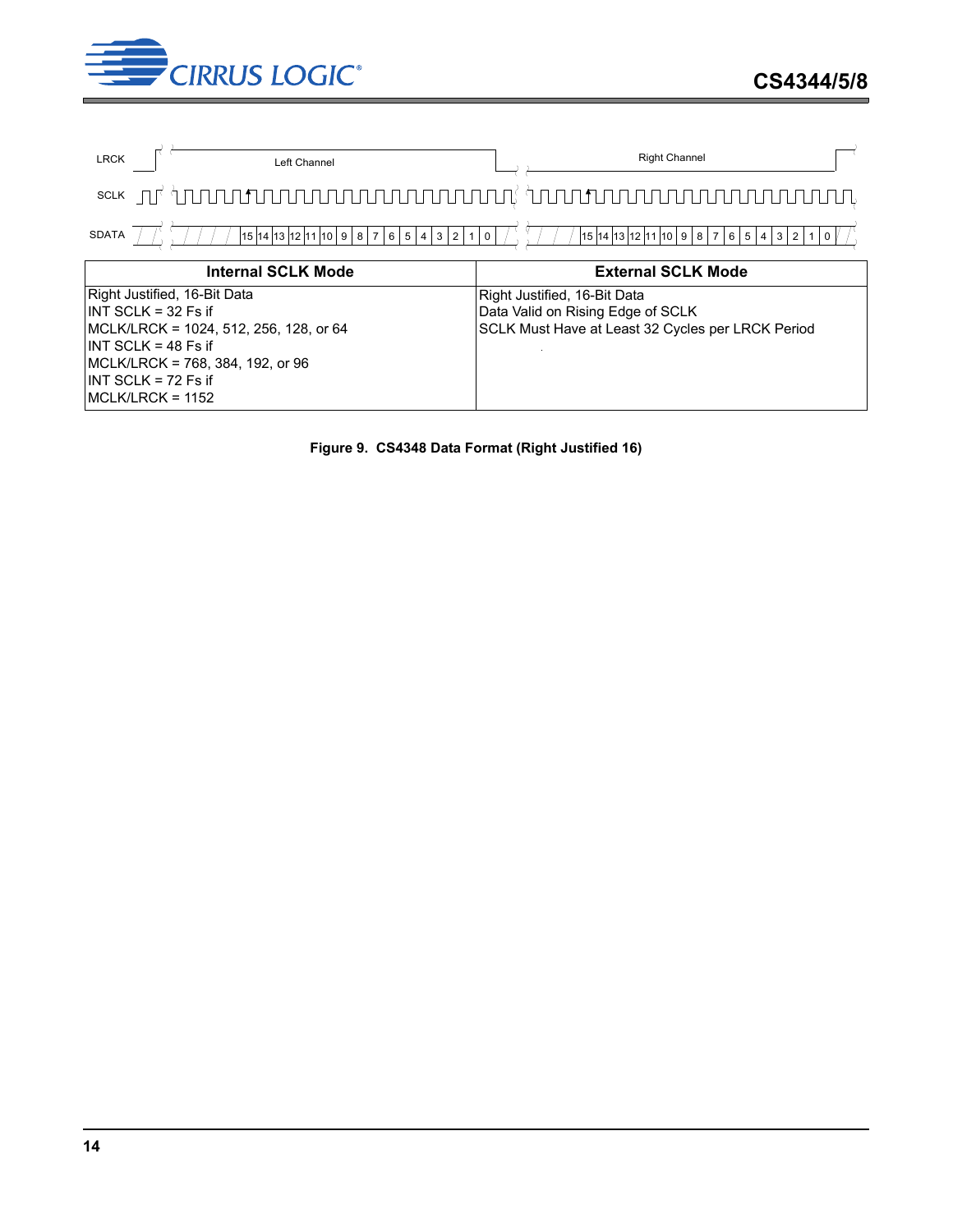LRCK — Left Channel / Right Channel

SCLK

SDATA — 15 14 13 12 11 10 9 8 7 6 5 4 3 2 1 0 / 15 14 13 12 11 10 9 8 7 6 5 4 3 2 1 0

| Internal SCLK Mode | External SCLK Mode |
|---|---|
| Right Justified, 16-Bit Data<br>INT SCLK = 32 Fs if<br>MCLK/LRCK = 1024, 512, 256, 128, or 64<br>INT SCLK = 48 Fs if<br>MCLK/LRCK = 768, 384, 192, or 96<br>INT SCLK = 72 Fs if<br>MCLK/LRCK = 1152 | Right Justified, 16-Bit Data<br>Data Valid on Rising Edge of SCLK<br>SCLK Must Have at Least 32 Cycles per LRCK Period |

**Figure 9. CS4348 Data Format (Right Justified 16)**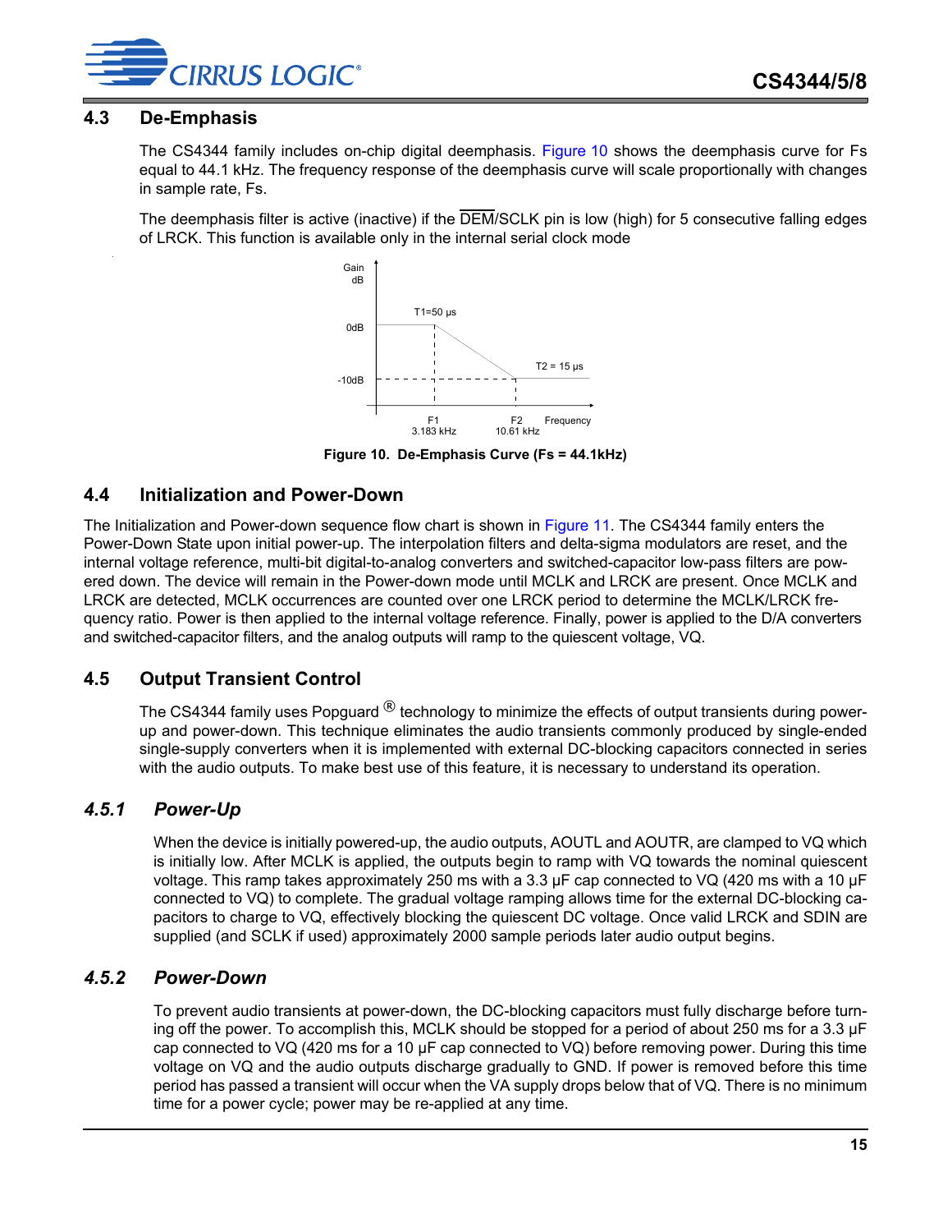## 4.3 De-Emphasis

The CS4344 family includes on-chip digital deemphasis. Figure 10 shows the deemphasis curve for Fs equal to 44.1 kHz. The frequency response of the deemphasis curve will scale proportionally with changes in sample rate, Fs.

The deemphasis filter is active (inactive) if the $\overline{\text{DEM}}$/SCLK pin is low (high) for 5 consecutive falling edges of LRCK. This function is available only in the internal serial clock mode

Figure 10. De-Emphasis Curve (Fs = 44.1kHz)

## 4.4 Initialization and Power-Down

The Initialization and Power-down sequence flow chart is shown in Figure 11. The CS4344 family enters the Power-Down State upon initial power-up. The interpolation filters and delta-sigma modulators are reset, and the internal voltage reference, multi-bit digital-to-analog converters and switched-capacitor low-pass filters are powered down. The device will remain in the Power-down mode until MCLK and LRCK are present. Once MCLK and LRCK are detected, MCLK occurrences are counted over one LRCK period to determine the MCLK/LRCK frequency ratio. Power is then applied to the internal voltage reference. Finally, power is applied to the D/A converters and switched-capacitor filters, and the analog outputs will ramp to the quiescent voltage, VQ.

## 4.5 Output Transient Control

The CS4344 family uses Popguard ® technology to minimize the effects of output transients during power-up and power-down. This technique eliminates the audio transients commonly produced by single-ended single-supply converters when it is implemented with external DC-blocking capacitors connected in series with the audio outputs. To make best use of this feature, it is necessary to understand its operation.

### *4.5.1 Power-Up*

When the device is initially powered-up, the audio outputs, AOUTL and AOUTR, are clamped to VQ which is initially low. After MCLK is applied, the outputs begin to ramp with VQ towards the nominal quiescent voltage. This ramp takes approximately 250 ms with a 3.3 µF cap connected to VQ (420 ms with a 10 µF connected to VQ) to complete. The gradual voltage ramping allows time for the external DC-blocking capacitors to charge to VQ, effectively blocking the quiescent DC voltage. Once valid LRCK and SDIN are supplied (and SCLK if used) approximately 2000 sample periods later audio output begins.

### *4.5.2 Power-Down*

To prevent audio transients at power-down, the DC-blocking capacitors must fully discharge before turning off the power. To accomplish this, MCLK should be stopped for a period of about 250 ms for a 3.3 µF cap connected to VQ (420 ms for a 10 µF cap connected to VQ) before removing power. During this time voltage on VQ and the audio outputs discharge gradually to GND. If power is removed before this time period has passed a transient will occur when the VA supply drops below that of VQ. There is no minimum time for a power cycle; power may be re-applied at any time.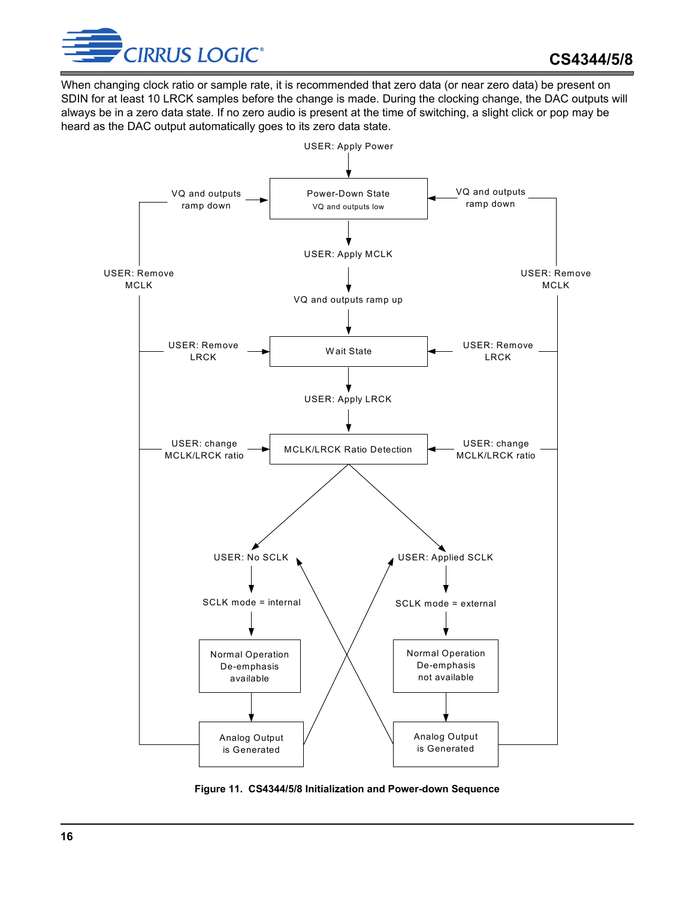When changing clock ratio or sample rate, it is recommended that zero data (or near zero data) be present on SDIN for at least 10 LRCK samples before the change is made. During the clocking change, the DAC outputs will always be in a zero data state. If no zero audio is present at the time of switching, a slight click or pop may be heard as the DAC output automatically goes to its zero data state.

**Figure 11. CS4344/5/8 Initialization and Power-down Sequence**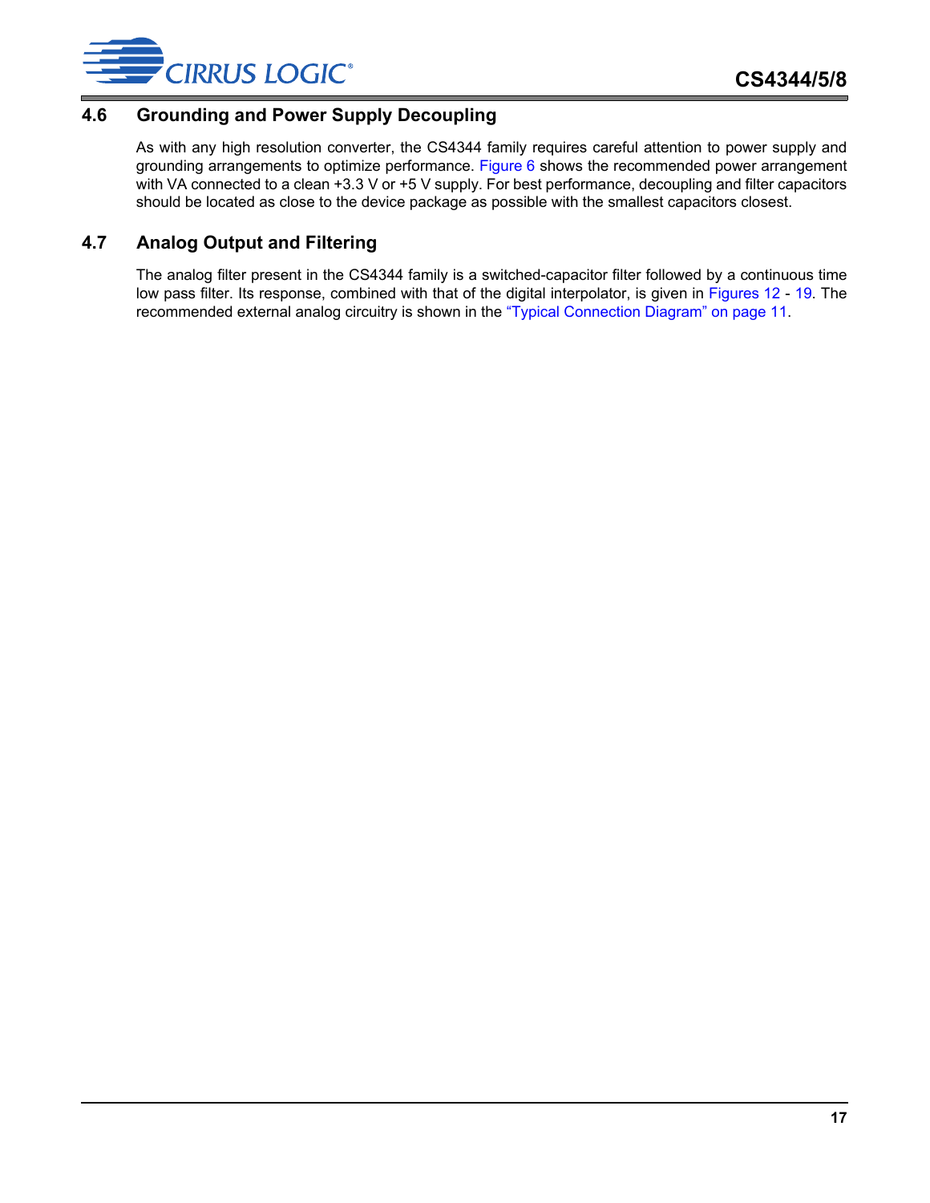## 4.6 Grounding and Power Supply Decoupling

As with any high resolution converter, the CS4344 family requires careful attention to power supply and grounding arrangements to optimize performance. Figure 6 shows the recommended power arrangement with VA connected to a clean +3.3 V or +5 V supply. For best performance, decoupling and filter capacitors should be located as close to the device package as possible with the smallest capacitors closest.

## 4.7 Analog Output and Filtering

The analog filter present in the CS4344 family is a switched-capacitor filter followed by a continuous time low pass filter. Its response, combined with that of the digital interpolator, is given in Figures 12 - 19. The recommended external analog circuitry is shown in the "Typical Connection Diagram" on page 11.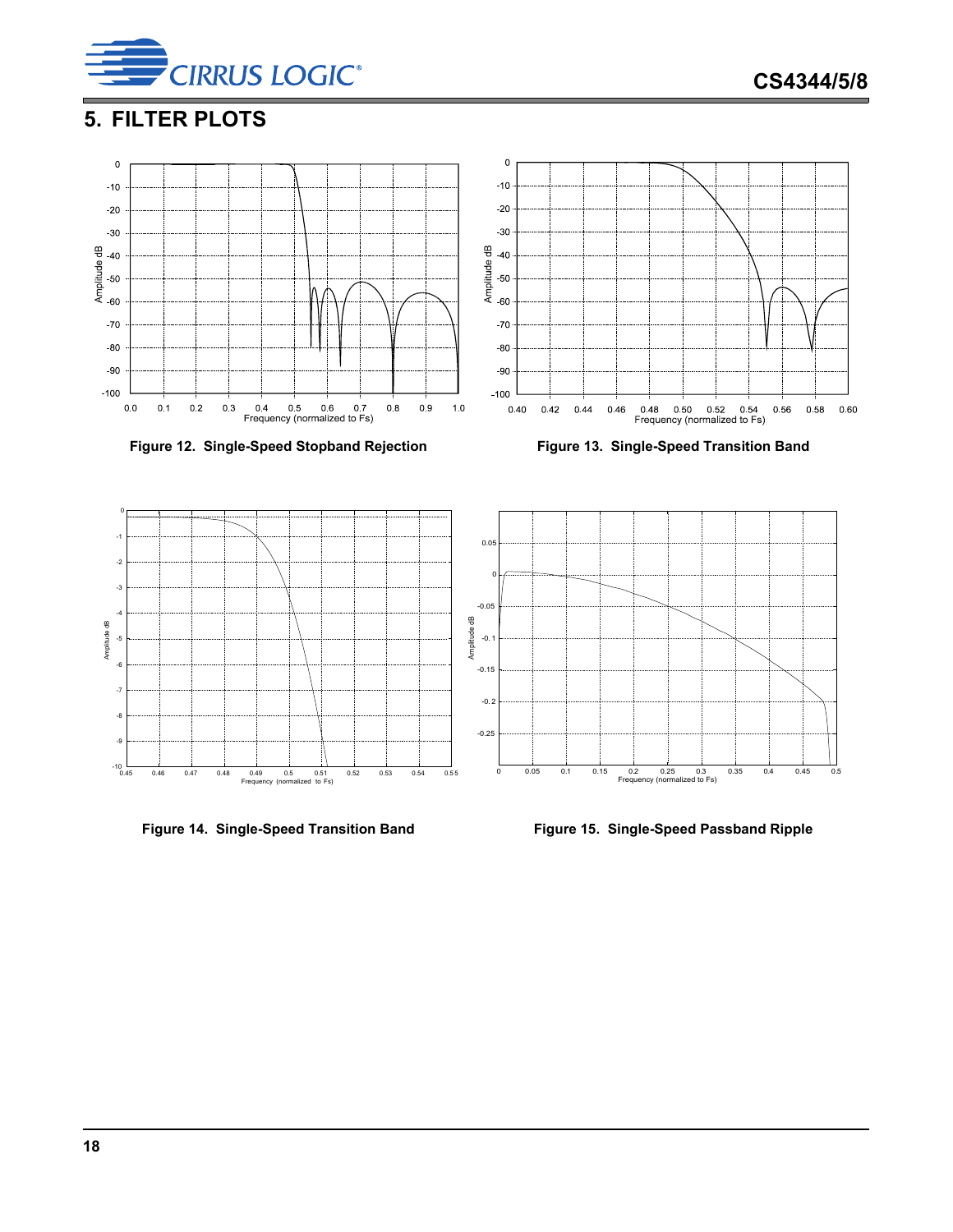## 5. FILTER PLOTS

Figure 12. Single-Speed Stopband Rejection

Figure 13. Single-Speed Transition Band

Figure 14. Single-Speed Transition Band

Figure 15. Single-Speed Passband Ripple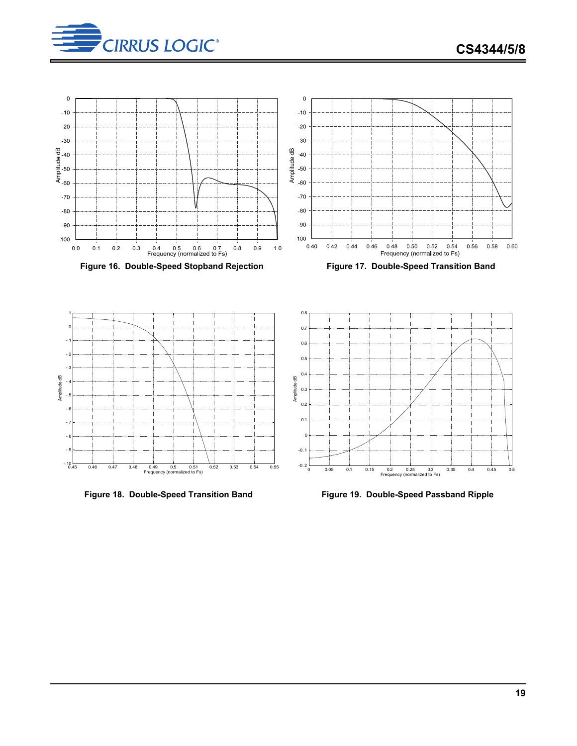Figure 16. Double-Speed Stopband Rejection

Figure 17. Double-Speed Transition Band

Figure 18. Double-Speed Transition Band

Figure 19. Double-Speed Passband Ripple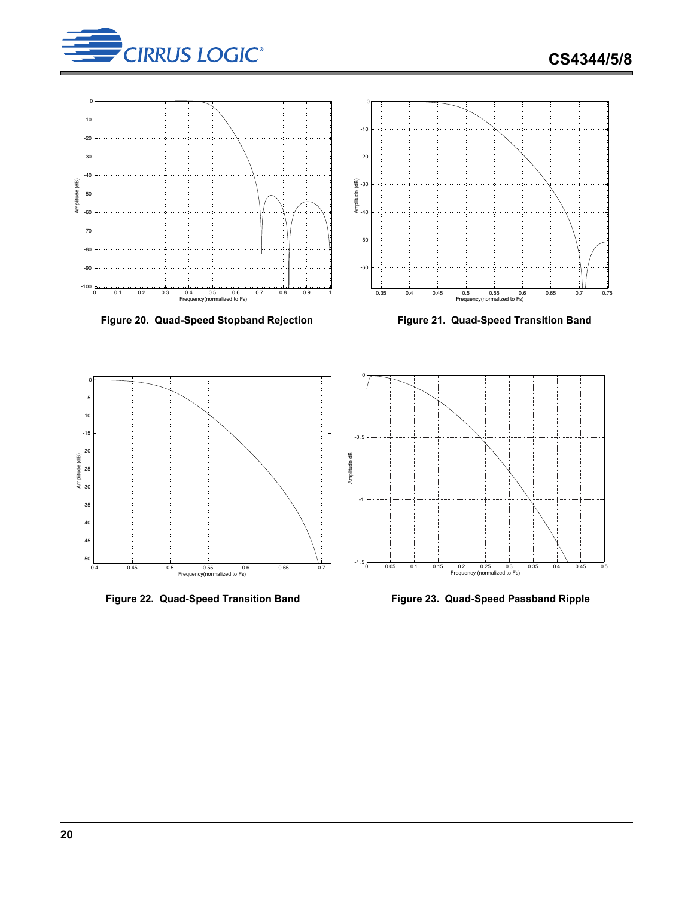Figure 20.  Quad-Speed Stopband Rejection

Figure 21.  Quad-Speed Transition Band

Figure 22.  Quad-Speed Transition Band

Figure 23.  Quad-Speed Passband Ripple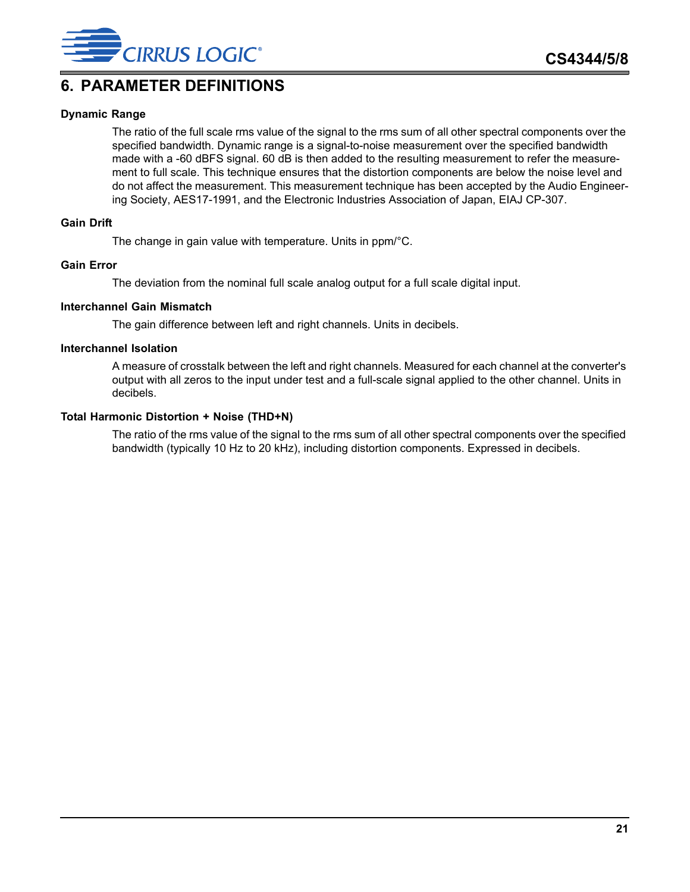# 6. PARAMETER DEFINITIONS

**Dynamic Range**

The ratio of the full scale rms value of the signal to the rms sum of all other spectral components over the specified bandwidth. Dynamic range is a signal-to-noise measurement over the specified bandwidth made with a -60 dBFS signal. 60 dB is then added to the resulting measurement to refer the measurement to full scale. This technique ensures that the distortion components are below the noise level and do not affect the measurement. This measurement technique has been accepted by the Audio Engineering Society, AES17-1991, and the Electronic Industries Association of Japan, EIAJ CP-307.

**Gain Drift**

The change in gain value with temperature. Units in ppm/°C.

**Gain Error**

The deviation from the nominal full scale analog output for a full scale digital input.

**Interchannel Gain Mismatch**

The gain difference between left and right channels. Units in decibels.

**Interchannel Isolation**

A measure of crosstalk between the left and right channels. Measured for each channel at the converter's output with all zeros to the input under test and a full-scale signal applied to the other channel. Units in decibels.

**Total Harmonic Distortion + Noise (THD+N)**

The ratio of the rms value of the signal to the rms sum of all other spectral components over the specified bandwidth (typically 10 Hz to 20 kHz), including distortion components. Expressed in decibels.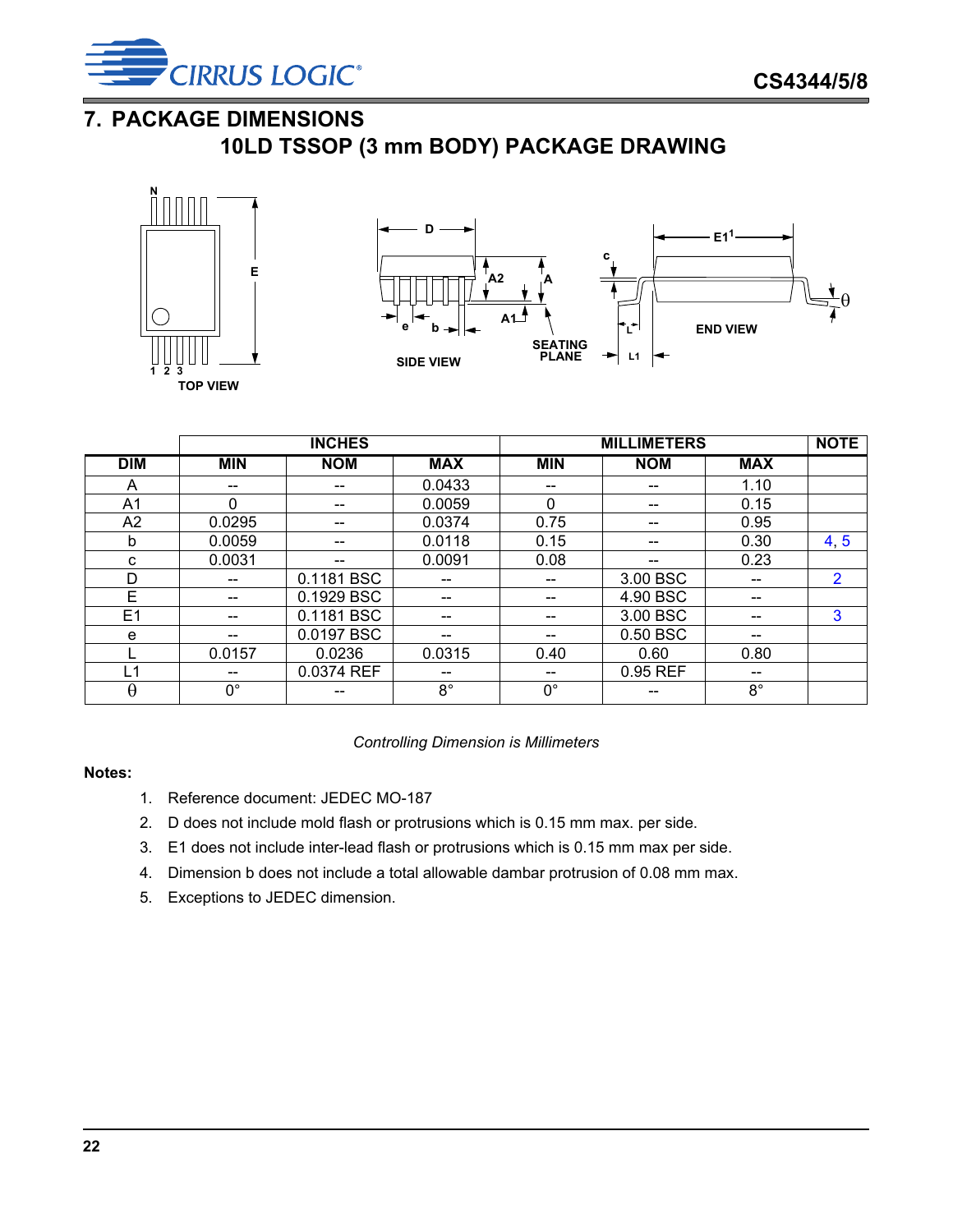# 7. PACKAGE DIMENSIONS

## 10LD TSSOP (3 mm BODY) PACKAGE DRAWING

| | INCHES | | | MILLIMETERS | | | NOTE |
|---|---|---|---|---|---|---|---|
| DIM | MIN | NOM | MAX | MIN | NOM | MAX | |
| A | -- | -- | 0.0433 | -- | -- | 1.10 | |
| A1 | 0 | -- | 0.0059 | 0 | -- | 0.15 | |
| A2 | 0.0295 | -- | 0.0374 | 0.75 | -- | 0.95 | |
| b | 0.0059 | -- | 0.0118 | 0.15 | -- | 0.30 | 4, 5 |
| c | 0.0031 | -- | 0.0091 | 0.08 | -- | 0.23 | |
| D | -- | 0.1181 BSC | -- | -- | 3.00 BSC | -- | 2 |
| E | -- | 0.1929 BSC | -- | -- | 4.90 BSC | -- | |
| E1 | -- | 0.1181 BSC | -- | -- | 3.00 BSC | -- | 3 |
| e | -- | 0.0197 BSC | -- | -- | 0.50 BSC | -- | |
| L | 0.0157 | 0.0236 | 0.0315 | 0.40 | 0.60 | 0.80 | |
| L1 | -- | 0.0374 REF | -- | -- | 0.95 REF | -- | |
| $\theta$ | 0° | -- | 8° | 0° | -- | 8° | |

*Controlling Dimension is Millimeters*

**Notes:**

1. Reference document: JEDEC MO-187
2. D does not include mold flash or protrusions which is 0.15 mm max. per side.
3. E1 does not include inter-lead flash or protrusions which is 0.15 mm max per side.
4. Dimension b does not include a total allowable dambar protrusion of 0.08 mm max.
5. Exceptions to JEDEC dimension.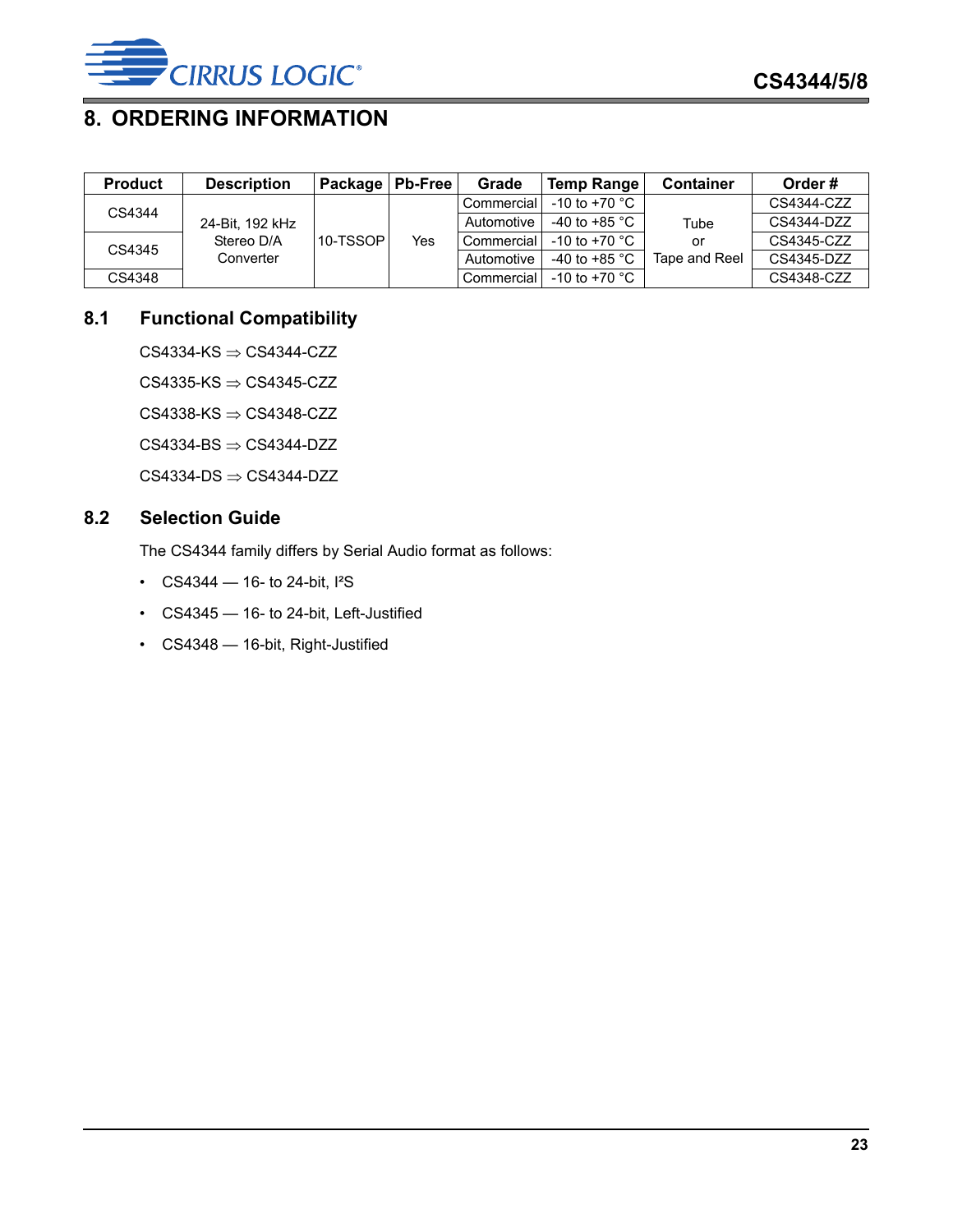# 8. ORDERING INFORMATION

| Product | Description | Package | Pb-Free | Grade | Temp Range | Container | Order # |
|---|---|---|---|---|---|---|---|
| CS4344 | 24-Bit, 192 kHz Stereo D/A Converter | 10-TSSOP | Yes | Commercial | -10 to +70 °C | Tube or Tape and Reel | CS4344-CZZ |
| | | | | Automotive | -40 to +85 °C | | CS4344-DZZ |
| CS4345 | | | | Commercial | -10 to +70 °C | | CS4345-CZZ |
| | | | | Automotive | -40 to +85 °C | | CS4345-DZZ |
| CS4348 | | | | Commercial | -10 to +70 °C | | CS4348-CZZ |

## 8.1 Functional Compatibility

CS4334-KS ⇒ CS4344-CZZ

CS4335-KS ⇒ CS4345-CZZ

CS4338-KS ⇒ CS4348-CZZ

CS4334-BS ⇒ CS4344-DZZ

CS4334-DS ⇒ CS4344-DZZ

## 8.2 Selection Guide

The CS4344 family differs by Serial Audio format as follows:

- CS4344 — 16- to 24-bit, I²S
- CS4345 — 16- to 24-bit, Left-Justified
- CS4348 — 16-bit, Right-Justified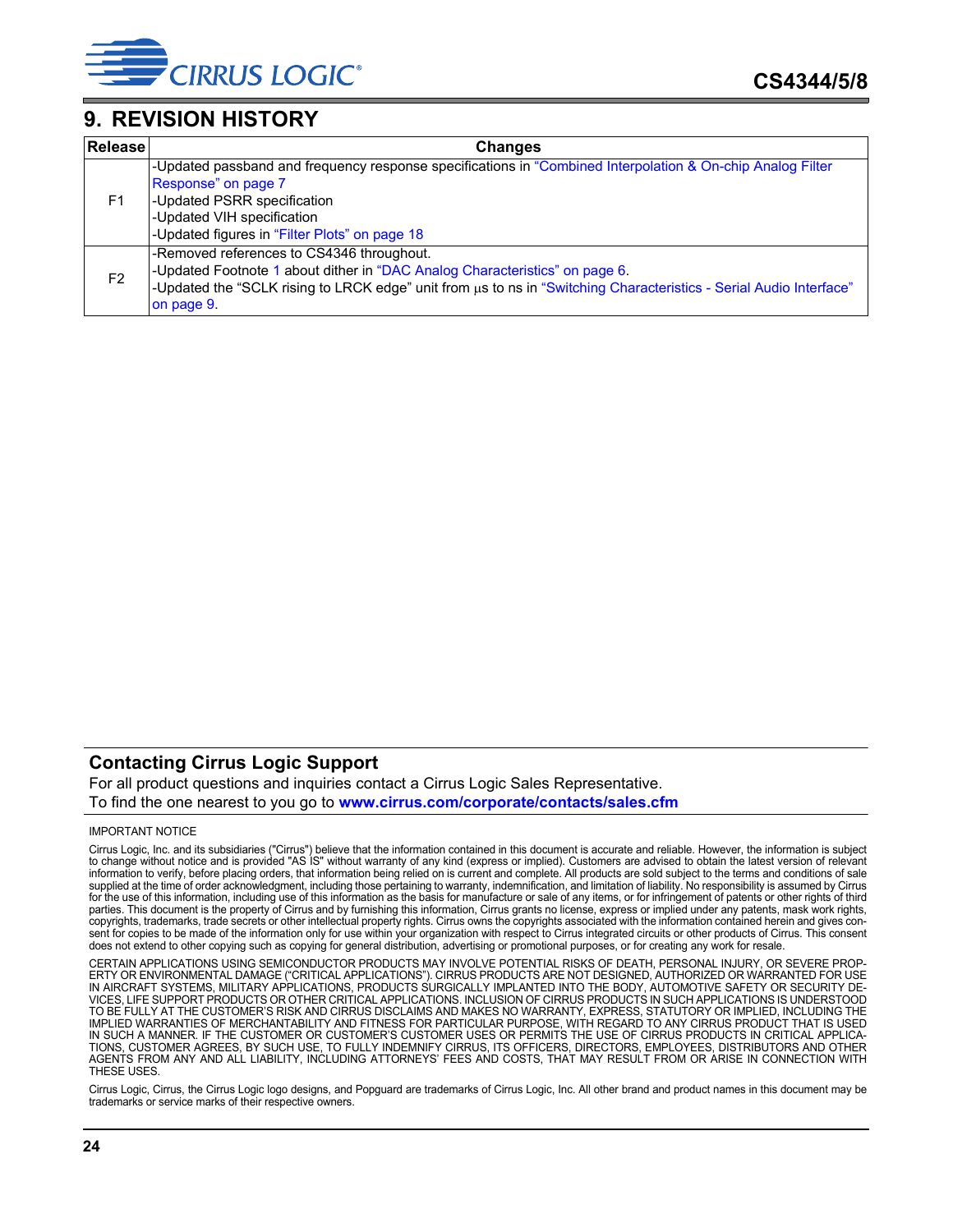# 9. REVISION HISTORY

| Release | Changes |
|---|---|
| F1 | -Updated passband and frequency response specifications in "Combined Interpolation & On-chip Analog Filter Response" on page 7<br>-Updated PSRR specification<br>-Updated VIH specification<br>-Updated figures in "Filter Plots" on page 18 |
| F2 | -Removed references to CS4346 throughout.<br>-Updated Footnote 1 about dither in "DAC Analog Characteristics" on page 6.<br>-Updated the "SCLK rising to LRCK edge" unit from µs to ns in "Switching Characteristics - Serial Audio Interface" on page 9. |

## Contacting Cirrus Logic Support

For all product questions and inquiries contact a Cirrus Logic Sales Representative.
To find the one nearest to you go to **www.cirrus.com/corporate/contacts/sales.cfm**

IMPORTANT NOTICE

Cirrus Logic, Inc. and its subsidiaries ("Cirrus") believe that the information contained in this document is accurate and reliable. However, the information is subject to change without notice and is provided "AS IS" without warranty of any kind (express or implied). Customers are advised to obtain the latest version of relevant information to verify, before placing orders, that information being relied on is current and complete. All products are sold subject to the terms and conditions of sale supplied at the time of order acknowledgment, including those pertaining to warranty, indemnification, and limitation of liability. No responsibility is assumed by Cirrus for the use of this information, including use of this information as the basis for manufacture or sale of any items, or for infringement of patents or other rights of third parties. This document is the property of Cirrus and by furnishing this information, Cirrus grants no license, express or implied under any patents, mask work rights, copyrights, trademarks, trade secrets or other intellectual property rights. Cirrus owns the copyrights associated with the information contained herein and gives consent for copies to be made of the information only for use within your organization with respect to Cirrus integrated circuits or other products of Cirrus. This consent does not extend to other copying such as copying for general distribution, advertising or promotional purposes, or for creating any work for resale.

CERTAIN APPLICATIONS USING SEMICONDUCTOR PRODUCTS MAY INVOLVE POTENTIAL RISKS OF DEATH, PERSONAL INJURY, OR SEVERE PROPERTY OR ENVIRONMENTAL DAMAGE ("CRITICAL APPLICATIONS"). CIRRUS PRODUCTS ARE NOT DESIGNED, AUTHORIZED OR WARRANTED FOR USE IN AIRCRAFT SYSTEMS, MILITARY APPLICATIONS, PRODUCTS SURGICALLY IMPLANTED INTO THE BODY, AUTOMOTIVE SAFETY OR SECURITY DEVICES, LIFE SUPPORT PRODUCTS OR OTHER CRITICAL APPLICATIONS. INCLUSION OF CIRRUS PRODUCTS IN SUCH APPLICATIONS IS UNDERSTOOD TO BE FULLY AT THE CUSTOMER'S RISK AND CIRRUS DISCLAIMS AND MAKES NO WARRANTY, EXPRESS, STATUTORY OR IMPLIED, INCLUDING THE IMPLIED WARRANTIES OF MERCHANTABILITY AND FITNESS FOR PARTICULAR PURPOSE, WITH REGARD TO ANY CIRRUS PRODUCT THAT IS USED IN SUCH A MANNER. IF THE CUSTOMER OR CUSTOMER'S CUSTOMER USES OR PERMITS THE USE OF CIRRUS PRODUCTS IN CRITICAL APPLICATIONS, CUSTOMER AGREES, BY SUCH USE, TO FULLY INDEMNIFY CIRRUS, ITS OFFICERS, DIRECTORS, EMPLOYEES, DISTRIBUTORS AND OTHER AGENTS FROM ANY AND ALL LIABILITY, INCLUDING ATTORNEYS' FEES AND COSTS, THAT MAY RESULT FROM OR ARISE IN CONNECTION WITH THESE USES.

Cirrus Logic, Cirrus, the Cirrus Logic logo designs, and Popguard are trademarks of Cirrus Logic, Inc. All other brand and product names in this document may be trademarks or service marks of their respective owners.